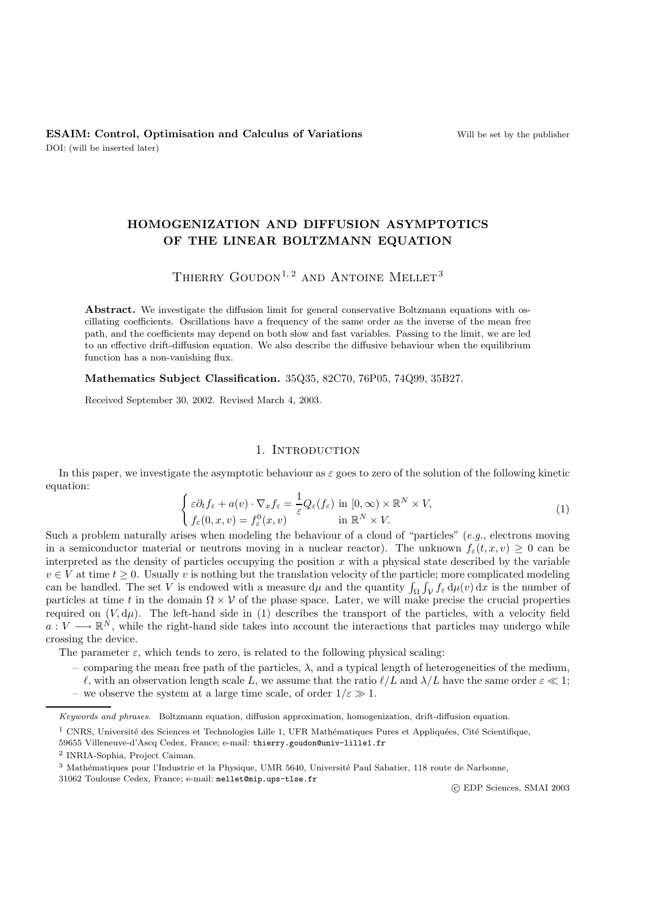**ESAIM: Control, Optimisation and Calculus of Variations** Will be set by the publisher

DOI: (will be inserted later)

# HOMOGENIZATION AND DIFFUSION ASYMPTOTICS OF THE LINEAR BOLTZMANN EQUATION

Thierry Goudon[1, 2] and Antoine Mellet[3]

**Abstract.** We investigate the diffusion limit for general conservative Boltzmann equations with oscillating coefficients. Oscillations have a frequency of the same order as the inverse of the mean free path, and the coefficients may depend on both slow and fast variables. Passing to the limit, we are led to an effective drift-diffusion equation. We also describe the diffusive behaviour when the equilibrium function has a non-vanishing flux.

**Mathematics Subject Classification.** 35Q35, 82C70, 76P05, 74Q99, 35B27.

Received September 30, 2002. Revised March 4, 2003.

## 1. Introduction

In this paper, we investigate the asymptotic behaviour as $\varepsilon$ goes to zero of the solution of the following kinetic equation:

$$
\begin{cases} \varepsilon \partial_t f_\varepsilon + a(v)\cdot \nabla_x f_\varepsilon = \dfrac{1}{\varepsilon} Q_\varepsilon(f_\varepsilon) & \text{in } [0,\infty)\times \mathbb{R}^N \times V, \\ f_\varepsilon(0,x,v) = f^0_\varepsilon(x,v) & \text{in } \mathbb{R}^N \times V. \end{cases} \tag{1}
$$

Such a problem naturally arises when modeling the behaviour of a cloud of "particles" (*e.g.*, electrons moving in a semiconductor material or neutrons moving in a nuclear reactor). The unknown $f_\varepsilon(t,x,v) \geq 0$ can be interpreted as the density of particles occupying the position $x$ with a physical state described by the variable $v \in V$ at time $t \geq 0$. Usually $v$ is nothing but the translation velocity of the particle; more complicated modeling can be handled. The set $V$ is endowed with a measure $\mathrm{d}\mu$ and the quantity $\int_\Omega \int_{\mathcal{V}} f_\varepsilon \,\mathrm{d}\mu(v)\,\mathrm{d}x$ is the number of particles at time $t$ in the domain $\Omega \times \mathcal{V}$ of the phase space. Later, we will make precise the crucial properties required on $(V, \mathrm{d}\mu)$. The left-hand side in (1) describes the transport of the particles, with a velocity field $a : V \longrightarrow \mathbb{R}^N$, while the right-hand side takes into account the interactions that particles may undergo while crossing the device.

The parameter $\varepsilon$, which tends to zero, is related to the following physical scaling:

- comparing the mean free path of the particles, $\lambda$, and a typical length of heterogeneities of the medium, $\ell$, with an observation length scale $L$, we assume that the ratio $\ell/L$ and $\lambda/L$ have the same order $\varepsilon \ll 1$;
- we observe the system at a large time scale, of order $1/\varepsilon \gg 1$.

*Keywords and phrases.* Boltzmann equation, diffusion approximation, homogenization, drift-diffusion equation.

[1] CNRS, Université des Sciences et Technologies Lille 1, UFR Mathématiques Pures et Appliquées, Cité Scientifique, 59655 Villeneuve-d'Ascq Cedex, France; e-mail: thierry.goudon@univ-lille1.fr

[2] INRIA-Sophia, Project Caiman.

[3] Mathématiques pour l'Industrie et la Physique, UMR 5640, Université Paul Sabatier, 118 route de Narbonne, 31062 Toulouse Cedex, France; e-mail: mellet@mip.ups-tlse.fr

© EDP Sciences, SMAI 2003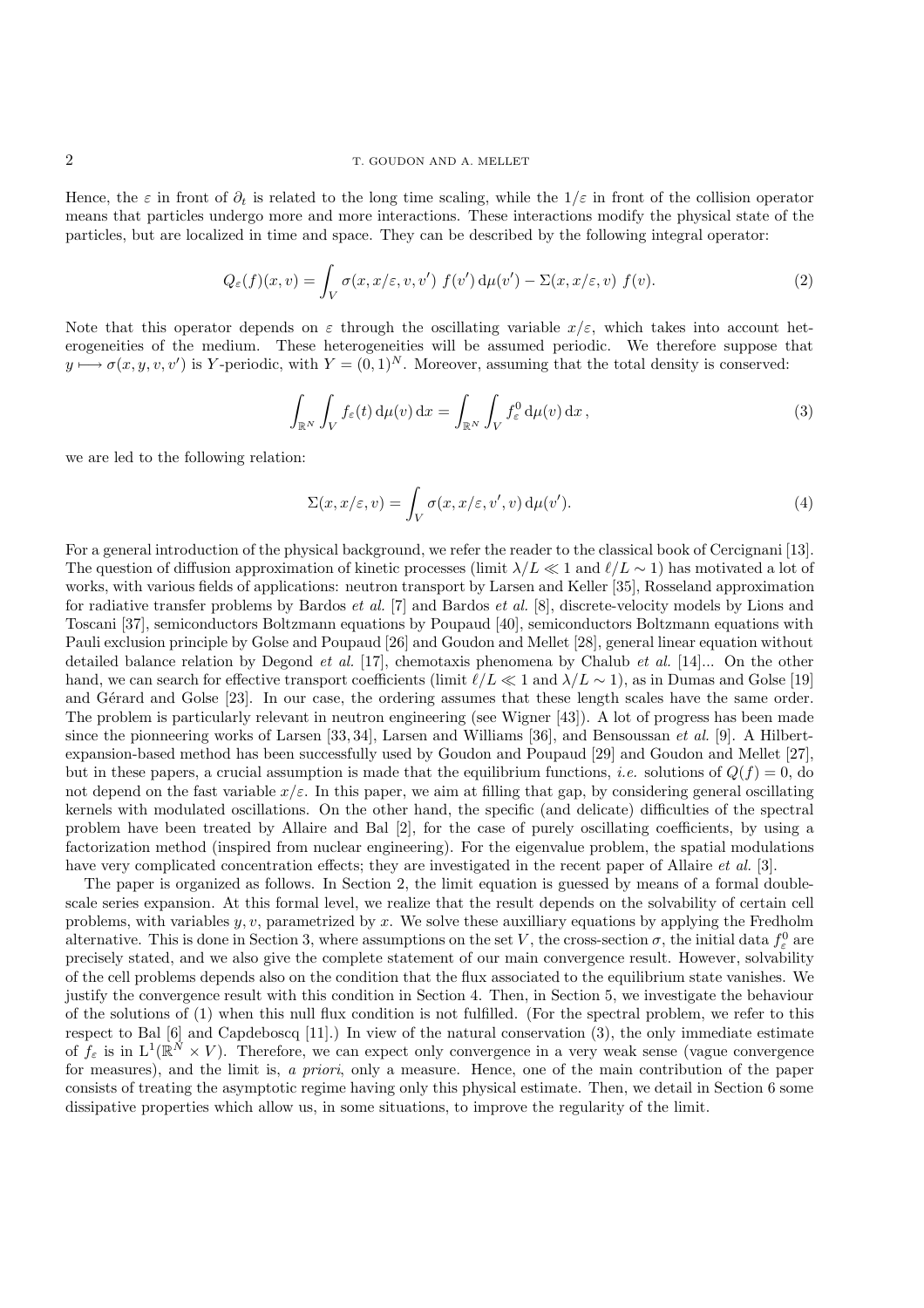Hence, the $\varepsilon$ in front of $\partial_t$ is related to the long time scaling, while the $1/\varepsilon$ in front of the collision operator means that particles undergo more and more interactions. These interactions modify the physical state of the particles, but are localized in time and space. They can be described by the following integral operator:

$$Q_\varepsilon(f)(x,v) = \int_V \sigma(x, x/\varepsilon, v, v')\ f(v')\,\mathrm{d}\mu(v') - \Sigma(x, x/\varepsilon, v)\ f(v). \tag{2}$$

Note that this operator depends on $\varepsilon$ through the oscillating variable $x/\varepsilon$, which takes into account heterogeneities of the medium. These heterogeneities will be assumed periodic. We therefore suppose that $y \longmapsto \sigma(x, y, v, v')$ is $Y$-periodic, with $Y = (0,1)^N$. Moreover, assuming that the total density is conserved:

$$\int_{\mathbb{R}^N}\int_V f_\varepsilon(t)\,\mathrm{d}\mu(v)\,\mathrm{d}x = \int_{\mathbb{R}^N}\int_V f^0_\varepsilon\,\mathrm{d}\mu(v)\,\mathrm{d}x\,, \tag{3}$$

we are led to the following relation:

$$\Sigma(x, x/\varepsilon, v) = \int_V \sigma(x, x/\varepsilon, v', v)\,\mathrm{d}\mu(v'). \tag{4}$$

For a general introduction of the physical background, we refer the reader to the classical book of Cercignani [13]. The question of diffusion approximation of kinetic processes (limit $\lambda/L \ll 1$ and $\ell/L \sim 1$) has motivated a lot of works, with various fields of applications: neutron transport by Larsen and Keller [35], Rosseland approximation for radiative transfer problems by Bardos *et al.* [7] and Bardos *et al.* [8], discrete-velocity models by Lions and Toscani [37], semiconductors Boltzmann equations by Poupaud [40], semiconductors Boltzmann equations with Pauli exclusion principle by Golse and Poupaud [26] and Goudon and Mellet [28], general linear equation without detailed balance relation by Degond *et al.* [17], chemotaxis phenomena by Chalub *et al.* [14]... On the other hand, we can search for effective transport coefficients (limit $\ell/L \ll 1$ and $\lambda/L \sim 1$), as in Dumas and Golse [19] and Gérard and Golse [23]. In our case, the ordering assumes that these length scales have the same order. The problem is particularly relevant in neutron engineering (see Wigner [43]). A lot of progress has been made since the pionneering works of Larsen [33, 34], Larsen and Williams [36], and Bensoussan *et al.* [9]. A Hilbert-expansion-based method has been successfully used by Goudon and Poupaud [29] and Goudon and Mellet [27], but in these papers, a crucial assumption is made that the equilibrium functions, *i.e.* solutions of $Q(f) = 0$, do not depend on the fast variable $x/\varepsilon$. In this paper, we aim at filling that gap, by considering general oscillating kernels with modulated oscillations. On the other hand, the specific (and delicate) difficulties of the spectral problem have been treated by Allaire and Bal [2], for the case of purely oscillating coefficients, by using a factorization method (inspired from nuclear engineering). For the eigenvalue problem, the spatial modulations have very complicated concentration effects; they are investigated in the recent paper of Allaire *et al.* [3].

The paper is organized as follows. In Section 2, the limit equation is guessed by means of a formal double-scale series expansion. At this formal level, we realize that the result depends on the solvability of certain cell problems, with variables $y, v$, parametrized by $x$. We solve these auxilliary equations by applying the Fredholm alternative. This is done in Section 3, where assumptions on the set $V$, the cross-section $\sigma$, the initial data $f^0_\varepsilon$ are precisely stated, and we also give the complete statement of our main convergence result. However, solvability of the cell problems depends also on the condition that the flux associated to the equilibrium state vanishes. We justify the convergence result with this condition in Section 4. Then, in Section 5, we investigate the behaviour of the solutions of (1) when this null flux condition is not fulfilled. (For the spectral problem, we refer to this respect to Bal [6] and Capdeboscq [11].) In view of the natural conservation (3), the only immediate estimate of $f_\varepsilon$ is in $\mathrm{L}^1(\mathbb{R}^N \times V)$. Therefore, we can expect only convergence in a very weak sense (vague convergence for measures), and the limit is, *a priori*, only a measure. Hence, one of the main contribution of the paper consists of treating the asymptotic regime having only this physical estimate. Then, we detail in Section 6 some dissipative properties which allow us, in some situations, to improve the regularity of the limit.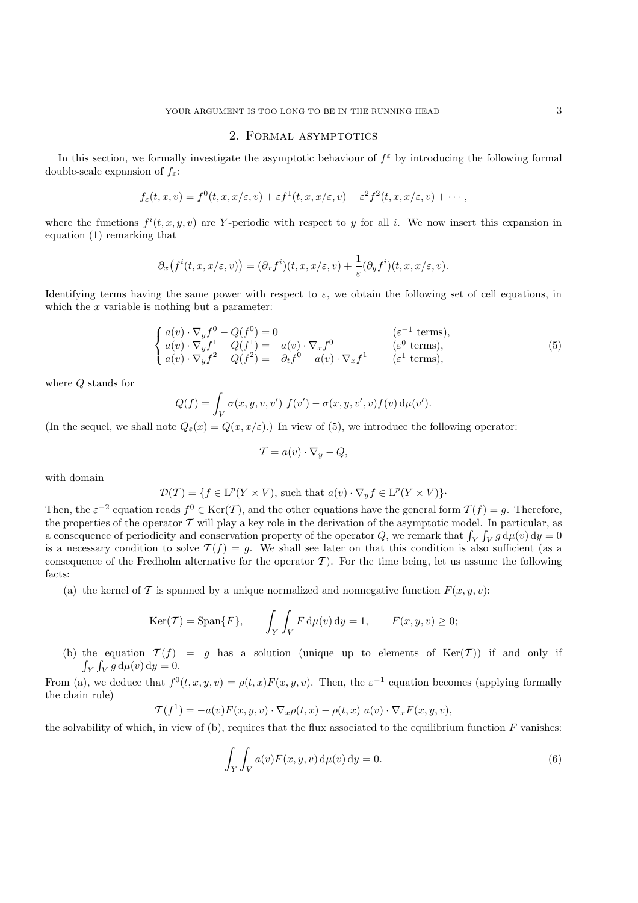## 2. Formal asymptotics

In this section, we formally investigate the asymptotic behaviour of $f^\varepsilon$ by introducing the following formal double-scale expansion of $f_\varepsilon$:

$$f_\varepsilon(t,x,v) = f^0(t,x,x/\varepsilon,v) + \varepsilon f^1(t,x,x/\varepsilon,v) + \varepsilon^2 f^2(t,x,x/\varepsilon,v) + \cdots ,$$

where the functions $f^i(t,x,y,v)$ are $Y$-periodic with respect to $y$ for all $i$. We now insert this expansion in equation (1) remarking that

$$\partial_x\big(f^i(t,x,x/\varepsilon,v)\big) = (\partial_x f^i)(t,x,x/\varepsilon,v) + \frac{1}{\varepsilon}(\partial_y f^i)(t,x,x/\varepsilon,v).$$

Identifying terms having the same power with respect to $\varepsilon$, we obtain the following set of cell equations, in which the $x$ variable is nothing but a parameter:

$$\begin{cases} a(v)\cdot\nabla_y f^0 - Q(f^0) = 0 & (\varepsilon^{-1} \text{ terms}),\\ a(v)\cdot\nabla_y f^1 - Q(f^1) = -a(v)\cdot\nabla_x f^0 & (\varepsilon^{0} \text{ terms}),\\ a(v)\cdot\nabla_y f^2 - Q(f^2) = -\partial_t f^0 - a(v)\cdot\nabla_x f^1 & (\varepsilon^{1} \text{ terms}), \end{cases} \tag{5}$$

where $Q$ stands for

$$Q(f) = \int_V \sigma(x,y,v,v')\ f(v') - \sigma(x,y,v',v)f(v)\,\mathrm{d}\mu(v').$$

(In the sequel, we shall note $Q_\varepsilon(x) = Q(x,x/\varepsilon)$.) In view of (5), we introduce the following operator:

$$\mathcal{T} = a(v)\cdot\nabla_y - Q,$$

with domain

$$\mathcal{D}(\mathcal{T}) = \{f\in \mathrm{L}^p(Y\times V), \text{ such that } a(v)\cdot\nabla_y f \in \mathrm{L}^p(Y\times V)\}\cdot$$

Then, the $\varepsilon^{-2}$ equation reads $f^0\in\mathrm{Ker}(\mathcal{T})$, and the other equations have the general form $\mathcal{T}(f)=g$. Therefore, the properties of the operator $\mathcal{T}$ will play a key role in the derivation of the asymptotic model. In particular, as a consequence of periodicity and conservation property of the operator $Q$, we remark that $\int_Y\int_V g\,\mathrm{d}\mu(v)\,\mathrm{d}y = 0$ is a necessary condition to solve $\mathcal{T}(f)=g$. We shall see later on that this condition is also sufficient (as a consequence of the Fredholm alternative for the operator $\mathcal{T}$). For the time being, let us assume the following facts:

(a) the kernel of $\mathcal{T}$ is spanned by a unique normalized and nonnegative function $F(x,y,v)$:

$$\mathrm{Ker}(\mathcal{T}) = \mathrm{Span}\{F\}, \qquad \int_Y\int_V F\,\mathrm{d}\mu(v)\,\mathrm{d}y = 1, \qquad F(x,y,v)\geq 0;$$

(b) the equation $\mathcal{T}(f) = g$ has a solution (unique up to elements of $\mathrm{Ker}(\mathcal{T})$) if and only if $\int_Y\int_V g\,\mathrm{d}\mu(v)\,\mathrm{d}y = 0$.

From (a), we deduce that $f^0(t,x,y,v) = \rho(t,x)F(x,y,v)$. Then, the $\varepsilon^{-1}$ equation becomes (applying formally the chain rule)

$$\mathcal{T}(f^1) = -a(v)F(x,y,v)\cdot\nabla_x\rho(t,x) - \rho(t,x)\ a(v)\cdot\nabla_x F(x,y,v),$$

the solvability of which, in view of (b), requires that the flux associated to the equilibrium function $F$ vanishes:

$$\int_Y\int_V a(v)F(x,y,v)\,\mathrm{d}\mu(v)\,\mathrm{d}y = 0. \tag{6}$$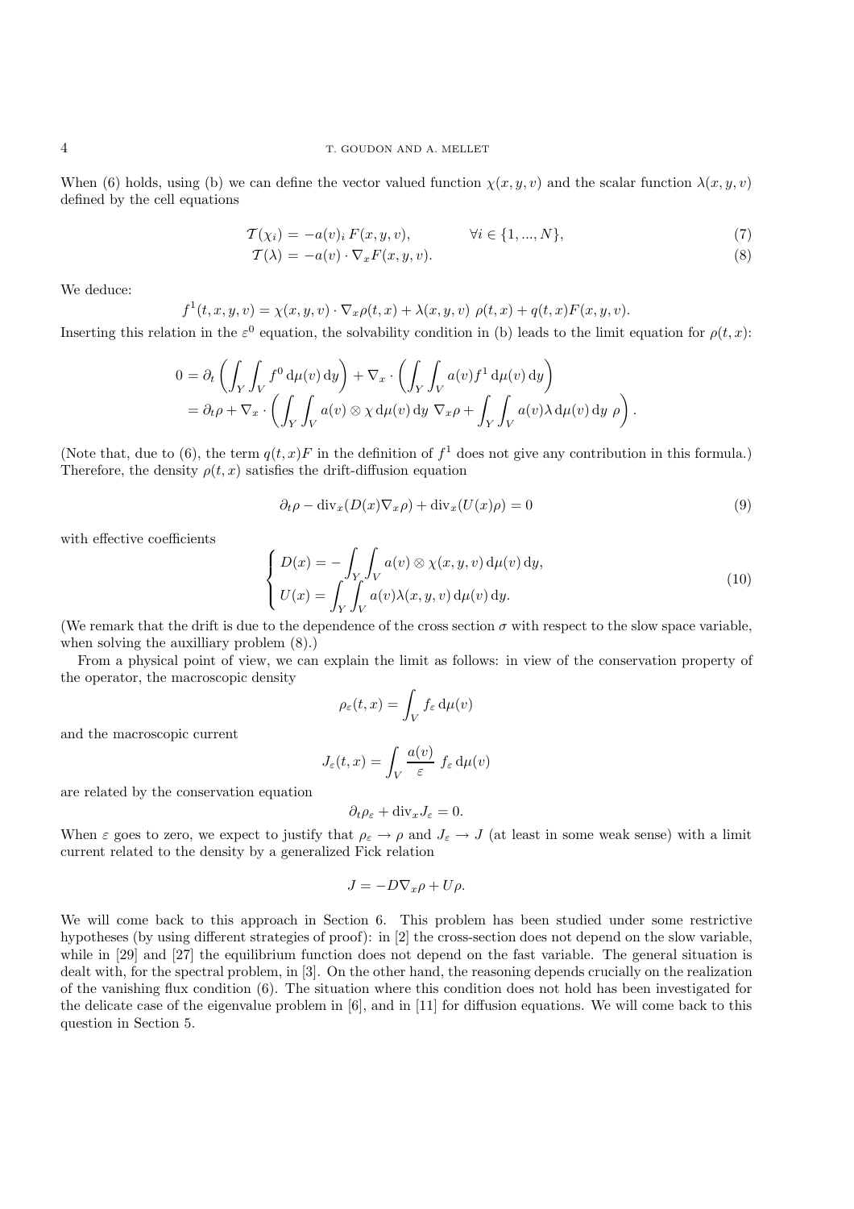When (6) holds, using (b) we can define the vector valued function $\chi(x, y, v)$ and the scalar function $\lambda(x, y, v)$ defined by the cell equations

$$\mathcal{T}(\chi_i) = -a(v)_i \, F(x, y, v), \qquad \forall i \in \{1, ..., N\}, \tag{7}$$

$$\mathcal{T}(\lambda) = -a(v) \cdot \nabla_x F(x, y, v). \tag{8}$$

We deduce:

$$f^1(t, x, y, v) = \chi(x, y, v) \cdot \nabla_x \rho(t, x) + \lambda(x, y, v) \; \rho(t, x) + q(t, x) F(x, y, v).$$

Inserting this relation in the $\varepsilon^0$ equation, the solvability condition in (b) leads to the limit equation for $\rho(t, x)$:

$$\begin{aligned} 0 &= \partial_t \left( \int_Y \int_V f^0 \, \mathrm{d}\mu(v) \, \mathrm{d}y \right) + \nabla_x \cdot \left( \int_Y \int_V a(v) f^1 \, \mathrm{d}\mu(v) \, \mathrm{d}y \right) \\ &= \partial_t \rho + \nabla_x \cdot \left( \int_Y \int_V a(v) \otimes \chi \, \mathrm{d}\mu(v) \, \mathrm{d}y \; \nabla_x \rho + \int_Y \int_V a(v) \lambda \, \mathrm{d}\mu(v) \, \mathrm{d}y \; \rho \right). \end{aligned}$$

(Note that, due to (6), the term $q(t, x)F$ in the definition of $f^1$ does not give any contribution in this formula.) Therefore, the density $\rho(t, x)$ satisfies the drift-diffusion equation

$$\partial_t \rho - \mathrm{div}_x (D(x) \nabla_x \rho) + \mathrm{div}_x (U(x) \rho) = 0 \tag{9}$$

with effective coefficients

$$\begin{cases} D(x) = -\displaystyle\int_Y \int_V a(v) \otimes \chi(x, y, v) \, \mathrm{d}\mu(v) \, \mathrm{d}y, \\ U(x) = \displaystyle\int_Y \int_V a(v) \lambda(x, y, v) \, \mathrm{d}\mu(v) \, \mathrm{d}y. \end{cases} \tag{10}$$

(We remark that the drift is due to the dependence of the cross section $\sigma$ with respect to the slow space variable, when solving the auxilliary problem (8).)

From a physical point of view, we can explain the limit as follows: in view of the conservation property of the operator, the macroscopic density

$$\rho_\varepsilon(t, x) = \int_V f_\varepsilon \, \mathrm{d}\mu(v)$$

and the macroscopic current

$$J_\varepsilon(t, x) = \int_V \frac{a(v)}{\varepsilon} \; f_\varepsilon \, \mathrm{d}\mu(v)$$

are related by the conservation equation

$$\partial_t \rho_\varepsilon + \mathrm{div}_x J_\varepsilon = 0.$$

When $\varepsilon$ goes to zero, we expect to justify that $\rho_\varepsilon \to \rho$ and $J_\varepsilon \to J$ (at least in some weak sense) with a limit current related to the density by a generalized Fick relation

$$J = -D \nabla_x \rho + U \rho.$$

We will come back to this approach in Section 6. This problem has been studied under some restrictive hypotheses (by using different strategies of proof): in [2] the cross-section does not depend on the slow variable, while in [29] and [27] the equilibrium function does not depend on the fast variable. The general situation is dealt with, for the spectral problem, in [3]. On the other hand, the reasoning depends crucially on the realization of the vanishing flux condition (6). The situation where this condition does not hold has been investigated for the delicate case of the eigenvalue problem in [6], and in [11] for diffusion equations. We will come back to this question in Section 5.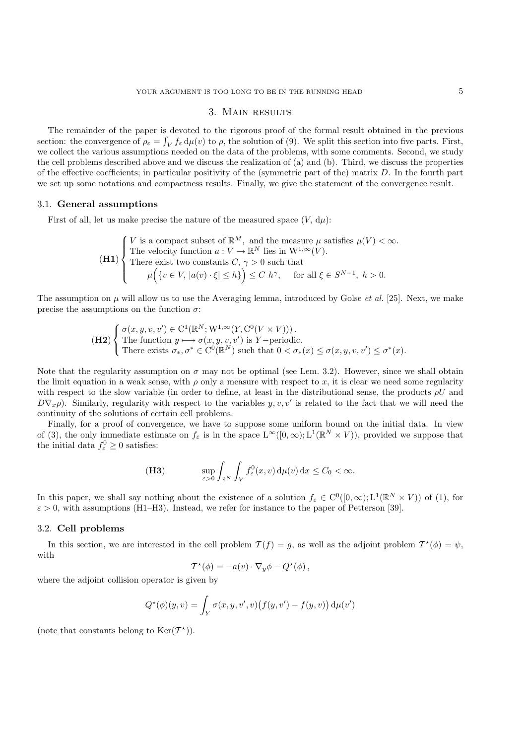## 3. Main results

The remainder of the paper is devoted to the rigorous proof of the formal result obtained in the previous section: the convergence of $\rho_\varepsilon = \int_V f_\varepsilon \, \mathrm{d}\mu(v)$ to $\rho$, the solution of (9). We split this section into five parts. First, we collect the various assumptions needed on the data of the problems, with some comments. Second, we study the cell problems described above and we discuss the realization of (a) and (b). Third, we discuss the properties of the effective coefficients; in particular positivity of the (symmetric part of the) matrix $D$. In the fourth part we set up some notations and compactness results. Finally, we give the statement of the convergence result.

### 3.1. General assumptions

First of all, let us make precise the nature of the measured space $(V, \mathrm{d}\mu)$:

$$
(\mathbf{H1}) \begin{cases} V \text{ is a compact subset of } \mathbb{R}^M, \text{ and the measure } \mu \text{ satisfies } \mu(V) < \infty. \\ \text{The velocity function } a : V \to \mathbb{R}^N \text{ lies in } \mathrm{W}^{1,\infty}(V). \\ \text{There exist two constants } C, \gamma > 0 \text{ such that} \\ \qquad \mu\Big(\{v \in V, \, |a(v) \cdot \xi| \leq h\}\Big) \leq C \, h^\gamma, \quad \text{for all } \xi \in S^{N-1}, \; h > 0. \end{cases}
$$

The assumption on $\mu$ will allow us to use the Averaging lemma, introduced by Golse *et al.* [25]. Next, we make precise the assumptions on the function $\sigma$:

$$
(\mathbf{H2}) \begin{cases} \sigma(x, y, v, v') \in \mathrm{C}^1(\mathbb{R}^N; \mathrm{W}^{1,\infty}(Y, \mathrm{C}^0(V \times V))). \\ \text{The function } y \longmapsto \sigma(x, y, v, v') \text{ is } Y\text{-periodic.} \\ \text{There exists } \sigma_*, \sigma^* \in \mathrm{C}^0(\mathbb{R}^N) \text{ such that } 0 < \sigma_*(x) \leq \sigma(x, y, v, v') \leq \sigma^*(x). \end{cases}
$$

Note that the regularity assumption on $\sigma$ may not be optimal (see Lem. 3.2). However, since we shall obtain the limit equation in a weak sense, with $\rho$ only a measure with respect to $x$, it is clear we need some regularity with respect to the slow variable (in order to define, at least in the distributional sense, the products $\rho U$ and $D\nabla_x \rho$). Similarly, regularity with respect to the variables $y, v, v'$ is related to the fact that we will need the continuity of the solutions of certain cell problems.

Finally, for a proof of convergence, we have to suppose some uniform bound on the initial data. In view of (3), the only immediate estimate on $f_\varepsilon$ is in the space $\mathrm{L}^\infty([0,\infty); \mathrm{L}^1(\mathbb{R}^N \times V))$, provided we suppose that the initial data $f_\varepsilon^0 \geq 0$ satisfies:

$$
(\mathbf{H3}) \qquad \sup_{\varepsilon > 0} \int_{\mathbb{R}^N} \int_V f_\varepsilon^0(x, v) \, \mathrm{d}\mu(v) \, \mathrm{d}x \leq C_0 < \infty.
$$

In this paper, we shall say nothing about the existence of a solution $f_\varepsilon \in \mathrm{C}^0([0,\infty); \mathrm{L}^1(\mathbb{R}^N \times V))$ of (1), for $\varepsilon > 0$, with assumptions (H1–H3). Instead, we refer for instance to the paper of Petterson [39].

### 3.2. Cell problems

In this section, we are interested in the cell problem $\mathcal{T}(f) = g$, as well as the adjoint problem $\mathcal{T}^\star(\phi) = \psi$, with

$$
\mathcal{T}^\star(\phi) = -a(v) \cdot \nabla_y \phi - Q^\star(\phi) \,,
$$

where the adjoint collision operator is given by

$$
Q^\star(\phi)(y, v) = \int_Y \sigma(x, y, v', v) \big( f(y, v') - f(y, v) \big) \, \mathrm{d}\mu(v')
$$

(note that constants belong to $\mathrm{Ker}(\mathcal{T}^\star)$).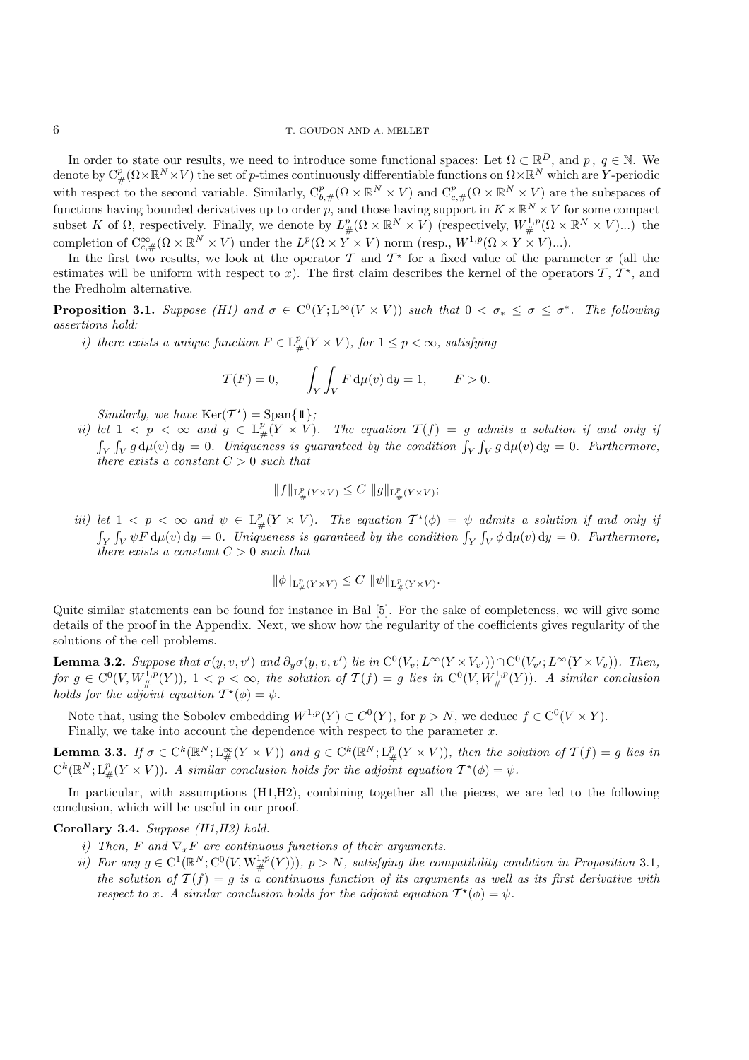In order to state our results, we need to introduce some functional spaces: Let $\Omega \subset \mathbb{R}^D$, and $p$, $q \in \mathbb{N}$. We denote by $\mathrm{C}^p_\#(\Omega\times\mathbb{R}^N\times V)$ the set of $p$-times continuously differentiable functions on $\Omega\times\mathbb{R}^N$ which are $Y$-periodic with respect to the second variable. Similarly, $\mathrm{C}^p_{b,\#}(\Omega\times\mathbb{R}^N\times V)$ and $\mathrm{C}^p_{c,\#}(\Omega\times\mathbb{R}^N\times V)$ are the subspaces of functions having bounded derivatives up to order $p$, and those having support in $K\times\mathbb{R}^N\times V$ for some compact subset $K$ of $\Omega$, respectively. Finally, we denote by $L^p_\#(\Omega\times\mathbb{R}^N\times V)$ (respectively, $W^{1,p}_\#(\Omega\times\mathbb{R}^N\times V)$...) the completion of $\mathrm{C}^\infty_{c,\#}(\Omega\times\mathbb{R}^N\times V)$ under the $L^p(\Omega\times Y\times V)$ norm (resp., $W^{1,p}(\Omega\times Y\times V)$...).

In the first two results, we look at the operator $\mathcal{T}$ and $\mathcal{T}^\star$ for a fixed value of the parameter $x$ (all the estimates will be uniform with respect to $x$). The first claim describes the kernel of the operators $\mathcal{T}$, $\mathcal{T}^\star$, and the Fredholm alternative.

**Proposition 3.1.** *Suppose (H1) and $\sigma \in \mathrm{C}^0(Y;\mathrm{L}^\infty(V\times V))$ such that $0 < \sigma_* \le \sigma \le \sigma^*$. The following assertions hold:*

*i) there exists a unique function $F \in \mathrm{L}^p_\#(Y\times V)$, for $1 \le p < \infty$, satisfying*

$$\mathcal{T}(F) = 0, \qquad \int_Y\int_V F\,\mathrm{d}\mu(v)\,\mathrm{d}y = 1, \qquad F > 0.$$

*Similarly, we have $\mathrm{Ker}(\mathcal{T}^\star) = \mathrm{Span}\{\mathbb{1}\}$;*

*ii) let $1 < p < \infty$ and $g \in \mathrm{L}^p_\#(Y\times V)$. The equation $\mathcal{T}(f) = g$ admits a solution if and only if $\int_Y\int_V g\,\mathrm{d}\mu(v)\,\mathrm{d}y = 0$. Uniqueness is guaranteed by the condition $\int_Y\int_V g\,\mathrm{d}\mu(v)\,\mathrm{d}y = 0$. Furthermore, there exists a constant $C > 0$ such that*

$$\|f\|_{\mathrm{L}^p_\#(Y\times V)} \le C\,\|g\|_{\mathrm{L}^p_\#(Y\times V)};$$

*iii) let $1 < p < \infty$ and $\psi \in \mathrm{L}^p_\#(Y\times V)$. The equation $\mathcal{T}^\star(\phi) = \psi$ admits a solution if and only if $\int_Y\int_V \psi F\,\mathrm{d}\mu(v)\,\mathrm{d}y = 0$. Uniqueness is garanteed by the condition $\int_Y\int_V \phi\,\mathrm{d}\mu(v)\,\mathrm{d}y = 0$. Furthermore, there exists a constant $C > 0$ such that*

$$\|\phi\|_{\mathrm{L}^p_\#(Y\times V)} \le C\,\|\psi\|_{\mathrm{L}^p_\#(Y\times V)}.$$

Quite similar statements can be found for instance in Bal [5]. For the sake of completeness, we will give some details of the proof in the Appendix. Next, we show how the regularity of the coefficients gives regularity of the solutions of the cell problems.

**Lemma 3.2.** *Suppose that $\sigma(y,v,v')$ and $\partial_y\sigma(y,v,v')$ lie in $\mathrm{C}^0(V_v;L^\infty(Y\times V_{v'}))\cap\mathrm{C}^0(V_{v'};L^\infty(Y\times V_v))$. Then, for $g \in \mathrm{C}^0(V,W^{1,p}_\#(Y))$, $1 < p < \infty$, the solution of $\mathcal{T}(f) = g$ lies in $\mathrm{C}^0(V,W^{1,p}_\#(Y))$. A similar conclusion holds for the adjoint equation $\mathcal{T}^\star(\phi) = \psi$.*

Note that, using the Sobolev embedding $W^{1,p}(Y)\subset C^0(Y)$, for $p > N$, we deduce $f \in \mathrm{C}^0(V\times Y)$.

Finally, we take into account the dependence with respect to the parameter $x$.

**Lemma 3.3.** *If $\sigma \in \mathrm{C}^k(\mathbb{R}^N;\mathrm{L}^\infty_\#(Y\times V))$ and $g \in \mathrm{C}^k(\mathbb{R}^N;\mathrm{L}^p_\#(Y\times V))$, then the solution of $\mathcal{T}(f) = g$ lies in $\mathrm{C}^k(\mathbb{R}^N;\mathrm{L}^p_\#(Y\times V))$. A similar conclusion holds for the adjoint equation $\mathcal{T}^\star(\phi) = \psi$.*

In particular, with assumptions (H1,H2), combining together all the pieces, we are led to the following conclusion, which will be useful in our proof.

**Corollary 3.4.** *Suppose (H1,H2) hold.*

*i) Then, $F$ and $\nabla_x F$ are continuous functions of their arguments.*

*ii) For any $g \in \mathrm{C}^1(\mathbb{R}^N;\mathrm{C}^0(V,\mathrm{W}^{1,p}_\#(Y)))$, $p > N$, satisfying the compatibility condition in Proposition 3.1, the solution of $\mathcal{T}(f) = g$ is a continuous function of its arguments as well as its first derivative with respect to $x$. A similar conclusion holds for the adjoint equation $\mathcal{T}^\star(\phi) = \psi$.*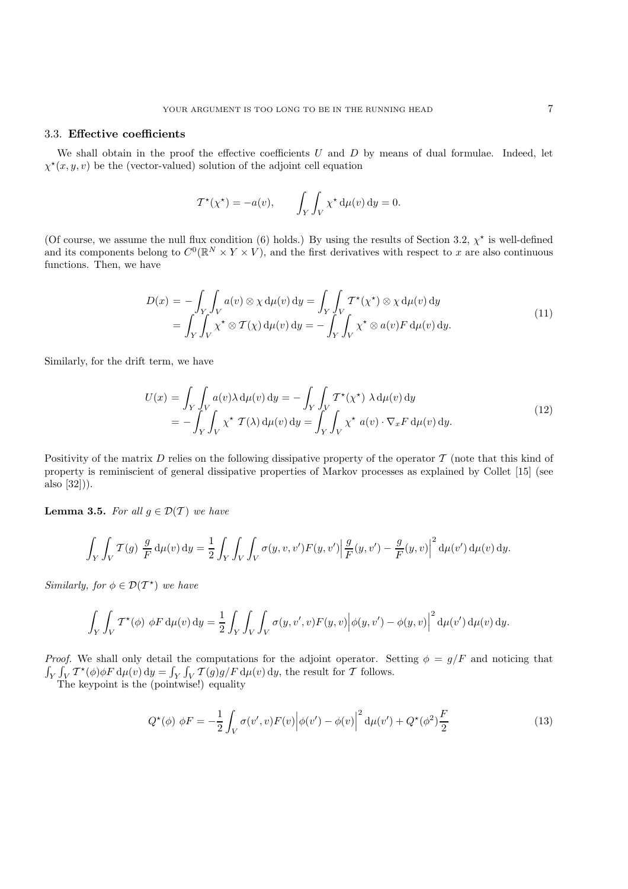### 3.3. **Effective coefficients**

We shall obtain in the proof the effective coefficients $U$ and $D$ by means of dual formulae. Indeed, let $\chi^\star(x, y, v)$ be the (vector-valued) solution of the adjoint cell equation

$$\mathcal{T}^\star(\chi^\star) = -a(v), \qquad \int_Y \int_V \chi^\star \,\mathrm{d}\mu(v)\,\mathrm{d}y = 0.$$

(Of course, we assume the null flux condition (6) holds.) By using the results of Section 3.2, $\chi^\star$ is well-defined and its components belong to $C^0(\mathbb{R}^N \times Y \times V)$, and the first derivatives with respect to $x$ are also continuous functions. Then, we have

$$\begin{aligned} D(x) &= -\int_Y \int_V a(v) \otimes \chi \,\mathrm{d}\mu(v)\,\mathrm{d}y = \int_Y \int_V \mathcal{T}^\star(\chi^\star) \otimes \chi \,\mathrm{d}\mu(v)\,\mathrm{d}y \\ &= \int_Y \int_V \chi^\star \otimes \mathcal{T}(\chi)\,\mathrm{d}\mu(v)\,\mathrm{d}y = -\int_Y \int_V \chi^\star \otimes a(v) F \,\mathrm{d}\mu(v)\,\mathrm{d}y. \end{aligned} \tag{11}$$

Similarly, for the drift term, we have

$$\begin{aligned} U(x) &= \int_Y \int_V a(v)\lambda \,\mathrm{d}\mu(v)\,\mathrm{d}y = -\int_Y \int_V \mathcal{T}^\star(\chi^\star)\ \lambda \,\mathrm{d}\mu(v)\,\mathrm{d}y \\ &= -\int_Y \int_V \chi^\star\ \mathcal{T}(\lambda)\,\mathrm{d}\mu(v)\,\mathrm{d}y = \int_Y \int_V \chi^\star\ a(v)\cdot \nabla_x F \,\mathrm{d}\mu(v)\,\mathrm{d}y. \end{aligned} \tag{12}$$

Positivity of the matrix $D$ relies on the following dissipative property of the operator $\mathcal{T}$ (note that this kind of property is reminiscient of general dissipative properties of Markov processes as explained by Collet [15] (see also [32])).

**Lemma 3.5.** *For all $g \in \mathcal{D}(\mathcal{T})$ we have*

$$\int_Y \int_V \mathcal{T}(g)\ \frac{g}{F}\,\mathrm{d}\mu(v)\,\mathrm{d}y = \frac{1}{2}\int_Y \int_V \int_V \sigma(y, v, v') F(y, v') \Big| \frac{g}{F}(y, v') - \frac{g}{F}(y, v)\Big|^2 \,\mathrm{d}\mu(v')\,\mathrm{d}\mu(v)\,\mathrm{d}y.$$

*Similarly, for $\phi \in \mathcal{D}(\mathcal{T}^\star)$ we have*

$$\int_Y \int_V \mathcal{T}^\star(\phi)\ \phi F \,\mathrm{d}\mu(v)\,\mathrm{d}y = \frac{1}{2}\int_Y \int_V \int_V \sigma(y, v', v) F(y, v) \Big| \phi(y, v') - \phi(y, v)\Big|^2 \,\mathrm{d}\mu(v')\,\mathrm{d}\mu(v)\,\mathrm{d}y.$$

*Proof.* We shall only detail the computations for the adjoint operator. Setting $\phi = g/F$ and noticing that $\int_Y \int_V \mathcal{T}^\star(\phi)\phi F \,\mathrm{d}\mu(v)\,\mathrm{d}y = \int_Y \int_V \mathcal{T}(g) g/F \,\mathrm{d}\mu(v)\,\mathrm{d}y$, the result for $\mathcal{T}$ follows.

The keypoint is the (pointwise!) equality

$$Q^\star(\phi)\ \phi F = -\frac{1}{2}\int_V \sigma(v', v) F(v) \Big|\phi(v') - \phi(v)\Big|^2 \,\mathrm{d}\mu(v') + Q^\star(\phi^2)\frac{F}{2} \tag{13}$$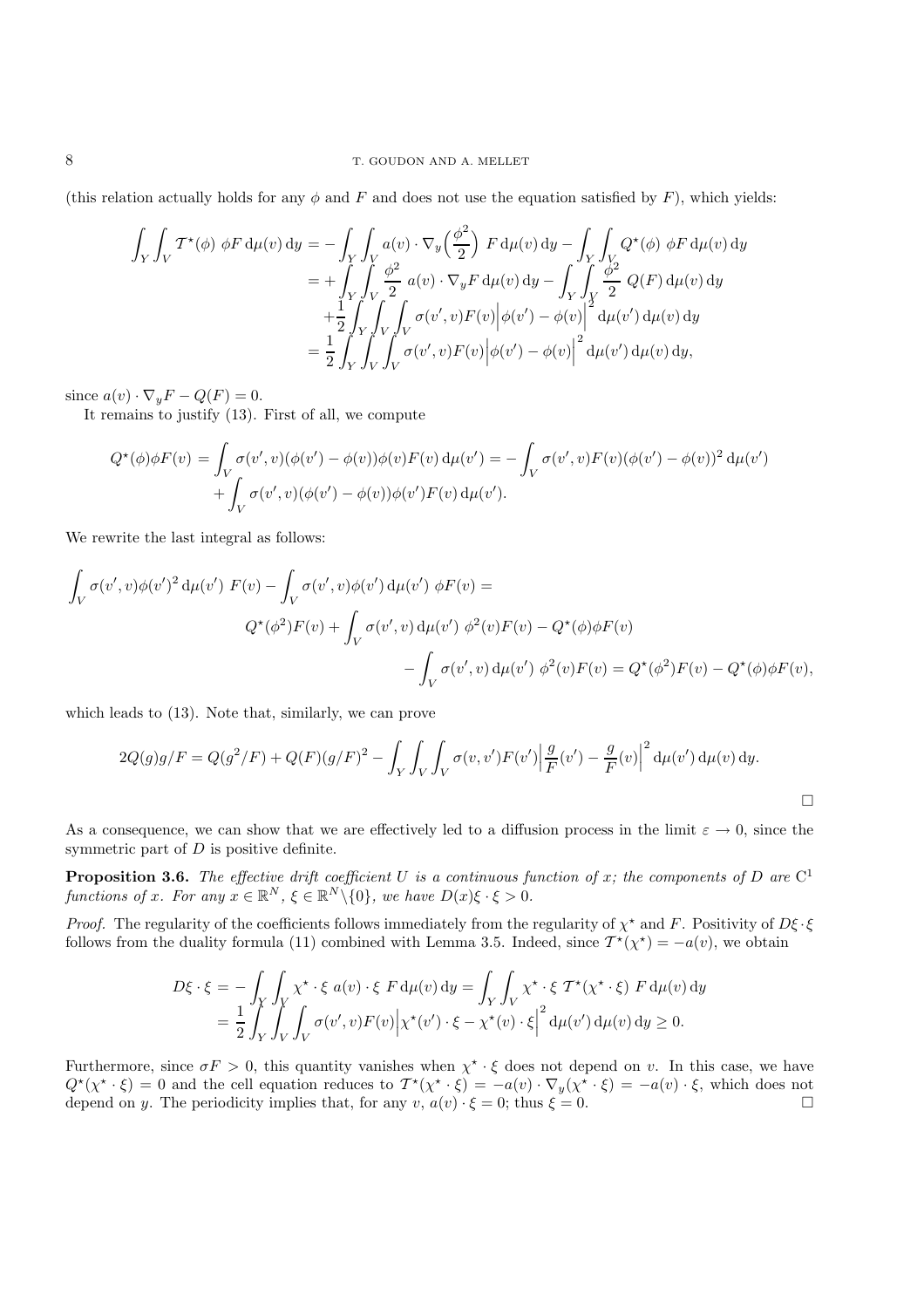(this relation actually holds for any $\phi$ and $F$ and does not use the equation satisfied by $F$), which yields:

$$
\begin{aligned}
\int_Y\int_V \mathcal{T}^\star(\phi)\ \phi F\,\mathrm{d}\mu(v)\,\mathrm{d}y &= -\int_Y\int_V a(v)\cdot\nabla_y\Big(\frac{\phi^2}{2}\Big)\ F\,\mathrm{d}\mu(v)\,\mathrm{d}y - \int_Y\int_V Q^\star(\phi)\ \phi F\,\mathrm{d}\mu(v)\,\mathrm{d}y\\
&= +\int_Y\int_V \frac{\phi^2}{2}\ a(v)\cdot\nabla_y F\,\mathrm{d}\mu(v)\,\mathrm{d}y - \int_Y\int_V \frac{\phi^2}{2}\ Q(F)\,\mathrm{d}\mu(v)\,\mathrm{d}y\\
&\quad + \frac{1}{2}\int_Y\int_V\int_V \sigma(v',v)F(v)\Big|\phi(v')-\phi(v)\Big|^2\,\mathrm{d}\mu(v')\,\mathrm{d}\mu(v)\,\mathrm{d}y\\
&= \frac{1}{2}\int_Y\int_V\int_V \sigma(v',v)F(v)\Big|\phi(v')-\phi(v)\Big|^2\,\mathrm{d}\mu(v')\,\mathrm{d}\mu(v)\,\mathrm{d}y,
\end{aligned}
$$

since $a(v)\cdot\nabla_y F - Q(F) = 0$.

It remains to justify (13). First of all, we compute

$$
\begin{aligned}
Q^\star(\phi)\phi F(v) = \int_V \sigma(v',v)(\phi(v')-\phi(v))\phi(v)F(v)\,\mathrm{d}\mu(v') &= -\int_V \sigma(v',v)F(v)(\phi(v')-\phi(v))^2\,\mathrm{d}\mu(v')\\
&\quad+\int_V \sigma(v',v)(\phi(v')-\phi(v))\phi(v')F(v)\,\mathrm{d}\mu(v').
\end{aligned}
$$

We rewrite the last integral as follows:

$$
\begin{aligned}
\int_V \sigma(v',v)\phi(v')^2\,\mathrm{d}\mu(v')\ F(v) - \int_V \sigma(v',v)\phi(v')\,\mathrm{d}\mu(v')\ \phi F(v) &=\\
Q^\star(\phi^2)F(v) + \int_V \sigma(v',v)\,\mathrm{d}\mu(v')\ \phi^2(v)F(v) &- Q^\star(\phi)\phi F(v)\\
- \int_V \sigma(v',v)\,\mathrm{d}\mu(v')\ \phi^2(v)F(v) &= Q^\star(\phi^2)F(v) - Q^\star(\phi)\phi F(v),
\end{aligned}
$$

which leads to (13). Note that, similarly, we can prove

$$
2Q(g)g/F = Q(g^2/F) + Q(F)(g/F)^2 - \int_Y\int_V\int_V \sigma(v,v')F(v')\Big|\frac{g}{F}(v')-\frac{g}{F}(v)\Big|^2\,\mathrm{d}\mu(v')\,\mathrm{d}\mu(v)\,\mathrm{d}y.
$$

□

As a consequence, we can show that we are effectively led to a diffusion process in the limit $\varepsilon\to 0$, since the symmetric part of $D$ is positive definite.

**Proposition 3.6.** *The effective drift coefficient $U$ is a continuous function of $x$; the components of $D$ are $\mathrm{C}^1$ functions of $x$. For any $x\in\mathbb{R}^N$, $\xi\in\mathbb{R}^N\setminus\{0\}$, we have $D(x)\xi\cdot\xi > 0$.*

*Proof.* The regularity of the coefficients follows immediately from the regularity of $\chi^\star$ and $F$. Positivity of $D\xi\cdot\xi$ follows from the duality formula (11) combined with Lemma 3.5. Indeed, since $\mathcal{T}^\star(\chi^\star) = -a(v)$, we obtain

$$
\begin{aligned}
D\xi\cdot\xi &= -\int_Y\int_V \chi^\star\cdot\xi\ a(v)\cdot\xi\ F\,\mathrm{d}\mu(v)\,\mathrm{d}y = \int_Y\int_V \chi^\star\cdot\xi\ \mathcal{T}^\star(\chi^\star\cdot\xi)\ F\,\mathrm{d}\mu(v)\,\mathrm{d}y\\
&= \frac{1}{2}\int_Y\int_V\int_V \sigma(v',v)F(v)\Big|\chi^\star(v')\cdot\xi - \chi^\star(v)\cdot\xi\Big|^2\,\mathrm{d}\mu(v')\,\mathrm{d}\mu(v)\,\mathrm{d}y \geq 0.
\end{aligned}
$$

Furthermore, since $\sigma F > 0$, this quantity vanishes when $\chi^\star\cdot\xi$ does not depend on $v$. In this case, we have $Q^\star(\chi^\star\cdot\xi) = 0$ and the cell equation reduces to $\mathcal{T}^\star(\chi^\star\cdot\xi) = -a(v)\cdot\nabla_y(\chi^\star\cdot\xi) = -a(v)\cdot\xi$, which does not depend on $y$. The periodicity implies that, for any $v$, $a(v)\cdot\xi = 0$; thus $\xi = 0$. □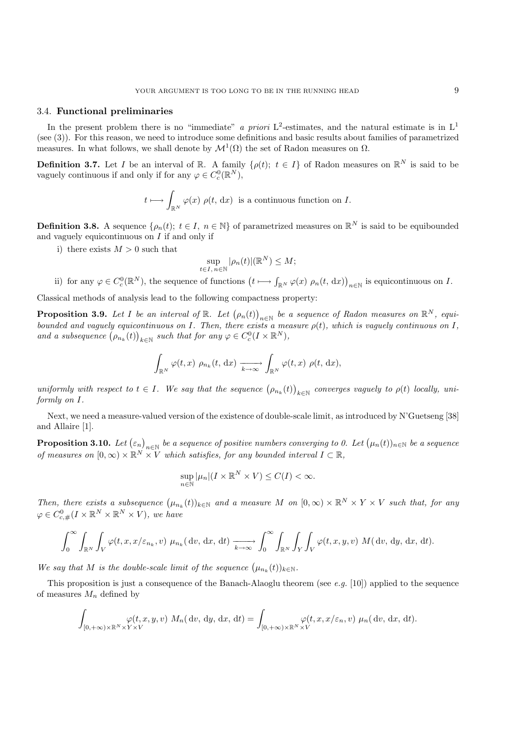### 3.4. **Functional preliminaries**

In the present problem there is no "immediate" *a priori* $\mathrm{L}^2$-estimates, and the natural estimate is in $\mathrm{L}^1$ (see (3)). For this reason, we need to introduce some definitions and basic results about families of parametrized measures. In what follows, we shall denote by $\mathcal{M}^1(\Omega)$ the set of Radon measures on $\Omega$.

**Definition 3.7.** Let $I$ be an interval of $\mathbb{R}$. A family $\{\rho(t);\ t \in I\}$ of Radon measures on $\mathbb{R}^N$ is said to be vaguely continuous if and only if for any $\varphi \in C_c^0(\mathbb{R}^N)$,

$$t \longmapsto \int_{\mathbb{R}^N} \varphi(x)\ \rho(t,\,\mathrm{d}x) \ \text{ is a continuous function on } I.$$

**Definition 3.8.** A sequence $\{\rho_n(t);\ t \in I,\ n \in \mathbb{N}\}$ of parametrized measures on $\mathbb{R}^N$ is said to be equibounded and vaguely equicontinuous on $I$ if and only if

i) there exists $M > 0$ such that

$$\sup_{t \in I,\, n \in \mathbb{N}} |\rho_n(t)|(\mathbb{R}^N) \leq M;$$

ii) for any $\varphi \in C_c^0(\mathbb{R}^N)$, the sequence of functions $\left(t \longmapsto \int_{\mathbb{R}^N} \varphi(x)\ \rho_n(t,\,\mathrm{d}x)\right)_{n\in\mathbb{N}}$ is equicontinuous on $I$.

Classical methods of analysis lead to the following compactness property:

**Proposition 3.9.** *Let $I$ be an interval of $\mathbb{R}$. Let $\left(\rho_n(t)\right)_{n\in\mathbb{N}}$ be a sequence of Radon measures on $\mathbb{R}^N$, equibounded and vaguely equicontinuous on $I$. Then, there exists a measure $\rho(t)$, which is vaguely continuous on $I$, and a subsequence $\left(\rho_{n_k}(t)\right)_{k\in\mathbb{N}}$ such that for any $\varphi \in C_c^0(I \times \mathbb{R}^N)$,*

$$\int_{\mathbb{R}^N} \varphi(t,x)\ \rho_{n_k}(t,\,\mathrm{d}x) \xrightarrow[k\to\infty]{} \int_{\mathbb{R}^N} \varphi(t,x)\ \rho(t,\,\mathrm{d}x),$$

*uniformly with respect to $t \in I$. We say that the sequence $\left(\rho_{n_k}(t)\right)_{k\in\mathbb{N}}$ converges vaguely to $\rho(t)$ locally, uniformly on $I$.*

Next, we need a measure-valued version of the existence of double-scale limit, as introduced by N'Guetseng [38] and Allaire [1].

**Proposition 3.10.** *Let $\left(\varepsilon_n\right)_{n\in\mathbb{N}}$ be a sequence of positive numbers converging to 0. Let $\left(\mu_n(t)\right)_{n\in\mathbb{N}}$ be a sequence of measures on $[0,\infty) \times \mathbb{R}^N \times V$ which satisfies, for any bounded interval $I \subset \mathbb{R}$,*

$$\sup_{n\in\mathbb{N}} |\mu_n|(I \times \mathbb{R}^N \times V) \leq C(I) < \infty.$$

*Then, there exists a subsequence $\left(\mu_{n_k}(t)\right)_{k\in\mathbb{N}}$ and a measure $M$ on $[0,\infty) \times \mathbb{R}^N \times Y \times V$ such that, for any $\varphi \in C_{c,\#}^0(I \times \mathbb{R}^N \times \mathbb{R}^N \times V)$, we have*

$$\int_0^\infty \int_{\mathbb{R}^N} \int_V \varphi(t,x,x/\varepsilon_{n_k},v)\ \mu_{n_k}(\,\mathrm{d}v,\,\mathrm{d}x,\,\mathrm{d}t) \xrightarrow[k\to\infty]{} \int_0^\infty \int_{\mathbb{R}^N} \int_Y \int_V \varphi(t,x,y,v)\ M(\,\mathrm{d}v,\,\mathrm{d}y,\,\mathrm{d}x,\,\mathrm{d}t).$$

*We say that $M$ is the double-scale limit of the sequence $\left(\mu_{n_k}(t)\right)_{k\in\mathbb{N}}$.*

This proposition is just a consequence of the Banach-Alaoglu theorem (see *e.g.* [10]) applied to the sequence of measures $M_n$ defined by

$$\int_{[0,+\infty)\times\mathbb{R}^N\times Y\times V} \varphi(t,x,y,v)\ M_n(\,\mathrm{d}v,\,\mathrm{d}y,\,\mathrm{d}x,\,\mathrm{d}t) = \int_{[0,+\infty)\times\mathbb{R}^N\times V} \varphi(t,x,x/\varepsilon_n,v)\ \mu_n(\,\mathrm{d}v,\,\mathrm{d}x,\,\mathrm{d}t).$$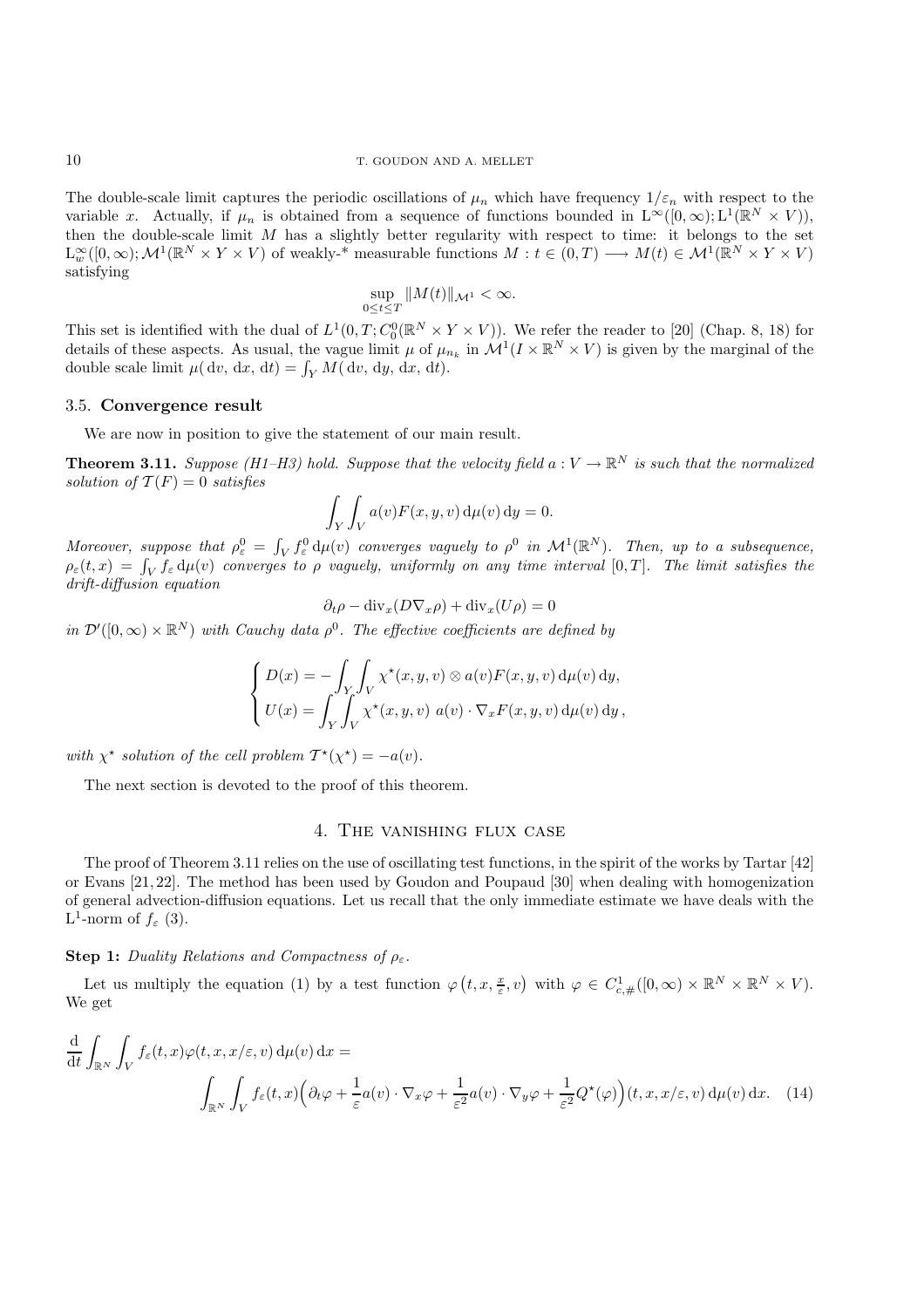The double-scale limit captures the periodic oscillations of $\mu_n$ which have frequency $1/\varepsilon_n$ with respect to the variable $x$. Actually, if $\mu_n$ is obtained from a sequence of functions bounded in $\mathrm{L}^\infty([0,\infty); \mathrm{L}^1(\mathbb{R}^N \times V))$, then the double-scale limit $M$ has a slightly better regularity with respect to time: it belongs to the set $\mathrm{L}^\infty_w([0,\infty); \mathcal{M}^1(\mathbb{R}^N \times Y \times V)$ of weakly-* measurable functions $M : t \in (0,T) \longrightarrow M(t) \in \mathcal{M}^1(\mathbb{R}^N \times Y \times V)$ satisfying

$$\sup_{0 \le t \le T} \|M(t)\|_{\mathcal{M}^1} < \infty.$$

This set is identified with the dual of $L^1(0,T; C^0_0(\mathbb{R}^N \times Y \times V))$. We refer the reader to [20] (Chap. 8, 18) for details of these aspects. As usual, the vague limit $\mu$ of $\mu_{n_k}$ in $\mathcal{M}^1(I \times \mathbb{R}^N \times V)$ is given by the marginal of the double scale limit $\mu(\,\mathrm{d}v,\,\mathrm{d}x,\,\mathrm{d}t) = \int_Y M(\,\mathrm{d}v,\,\mathrm{d}y,\,\mathrm{d}x,\,\mathrm{d}t)$.

### 3.5. Convergence result

We are now in position to give the statement of our main result.

**Theorem 3.11.** *Suppose (H1–H3) hold. Suppose that the velocity field $a : V \to \mathbb{R}^N$ is such that the normalized solution of $\mathcal{T}(F) = 0$ satisfies*

$$\int_Y \int_V a(v) F(x,y,v) \,\mathrm{d}\mu(v)\,\mathrm{d}y = 0.$$

*Moreover, suppose that $\rho^0_\varepsilon = \int_V f^0_\varepsilon \,\mathrm{d}\mu(v)$ converges vaguely to $\rho^0$ in $\mathcal{M}^1(\mathbb{R}^N)$. Then, up to a subsequence, $\rho_\varepsilon(t,x) = \int_V f_\varepsilon \,\mathrm{d}\mu(v)$ converges to $\rho$ vaguely, uniformly on any time interval $[0,T]$. The limit satisfies the drift-diffusion equation*

$$\partial_t \rho - \mathrm{div}_x(D \nabla_x \rho) + \mathrm{div}_x(U\rho) = 0$$

*in $\mathcal{D}'([0,\infty) \times \mathbb{R}^N)$ with Cauchy data $\rho^0$. The effective coefficients are defined by*

$$\begin{cases} D(x) = -\displaystyle\int_Y \int_V \chi^\star(x,y,v) \otimes a(v) F(x,y,v) \,\mathrm{d}\mu(v)\,\mathrm{d}y, \\ U(x) = \displaystyle\int_Y \int_V \chi^\star(x,y,v)\ a(v) \cdot \nabla_x F(x,y,v) \,\mathrm{d}\mu(v)\,\mathrm{d}y\,, \end{cases}$$

*with $\chi^\star$ solution of the cell problem $\mathcal{T}^\star(\chi^\star) = -a(v)$.*

The next section is devoted to the proof of this theorem.

## 4. The vanishing flux case

The proof of Theorem 3.11 relies on the use of oscillating test functions, in the spirit of the works by Tartar [42] or Evans [21, 22]. The method has been used by Goudon and Poupaud [30] when dealing with homogenization of general advection-diffusion equations. Let us recall that the only immediate estimate we have deals with the $\mathrm{L}^1$-norm of $f_\varepsilon$ (3).

**Step 1:** *Duality Relations and Compactness of $\rho_\varepsilon$.*

Let us multiply the equation (1) by a test function $\varphi\big(t, x, \frac{x}{\varepsilon}, v\big)$ with $\varphi \in C^1_{c,\#}([0,\infty) \times \mathbb{R}^N \times \mathbb{R}^N \times V)$. We get

$$\frac{\mathrm{d}}{\mathrm{d}t} \int_{\mathbb{R}^N} \int_V f_\varepsilon(t,x) \varphi(t,x,x/\varepsilon,v) \,\mathrm{d}\mu(v)\,\mathrm{d}x = \int_{\mathbb{R}^N} \int_V f_\varepsilon(t,x) \Big( \partial_t \varphi + \frac{1}{\varepsilon} a(v) \cdot \nabla_x \varphi + \frac{1}{\varepsilon^2} a(v) \cdot \nabla_y \varphi + \frac{1}{\varepsilon^2} Q^\star(\varphi) \Big)(t,x,x/\varepsilon,v) \,\mathrm{d}\mu(v)\,\mathrm{d}x. \quad (14)$$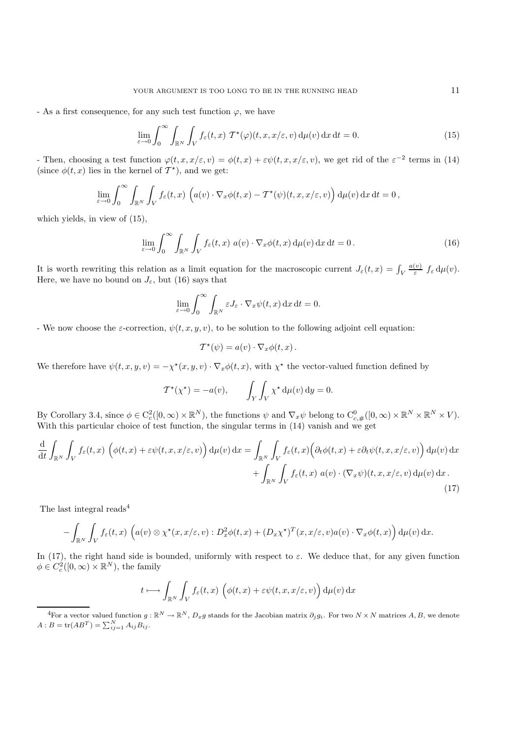- As a first consequence, for any such test function $\varphi$, we have

$$\lim_{\varepsilon\to 0}\int_0^\infty \int_{\mathbb{R}^N}\int_V f_\varepsilon(t,x)\ \mathcal{T}^\star(\varphi)(t,x,x/\varepsilon,v)\,\mathrm{d}\mu(v)\,\mathrm{d}x\,\mathrm{d}t = 0. \tag{15}$$

- Then, choosing a test function $\varphi(t,x,x/\varepsilon,v) = \phi(t,x) + \varepsilon\psi(t,x,x/\varepsilon,v)$, we get rid of the $\varepsilon^{-2}$ terms in (14) (since $\phi(t,x)$ lies in the kernel of $\mathcal{T}^\star$), and we get:

$$\lim_{\varepsilon\to 0}\int_0^\infty \int_{\mathbb{R}^N}\int_V f_\varepsilon(t,x)\ \Big(a(v)\cdot\nabla_x\phi(t,x) - \mathcal{T}^\star(\psi)(t,x,x/\varepsilon,v)\Big)\,\mathrm{d}\mu(v)\,\mathrm{d}x\,\mathrm{d}t = 0\,,$$

which yields, in view of (15),

$$\lim_{\varepsilon\to 0}\int_0^\infty \int_{\mathbb{R}^N}\int_V f_\varepsilon(t,x)\ a(v)\cdot\nabla_x\phi(t,x)\,\mathrm{d}\mu(v)\,\mathrm{d}x\,\mathrm{d}t = 0\,. \tag{16}$$

It is worth rewriting this relation as a limit equation for the macroscopic current $J_\varepsilon(t,x) = \int_V \frac{a(v)}{\varepsilon}\ f_\varepsilon\,\mathrm{d}\mu(v)$. Here, we have no bound on $J_\varepsilon$, but (16) says that

$$\lim_{\varepsilon\to 0}\int_0^\infty \int_{\mathbb{R}^N} \varepsilon J_\varepsilon\cdot\nabla_x\psi(t,x)\,\mathrm{d}x\,\mathrm{d}t = 0.$$

- We now choose the $\varepsilon$-correction, $\psi(t,x,y,v)$, to be solution to the following adjoint cell equation:

$$\mathcal{T}^\star(\psi) = a(v)\cdot\nabla_x\phi(t,x)\,.$$

We therefore have $\psi(t,x,y,v) = -\chi^\star(x,y,v)\cdot\nabla_x\phi(t,x)$, with $\chi^\star$ the vector-valued function defined by

$$\mathcal{T}^\star(\chi^\star) = -a(v), \qquad \int_Y\int_V \chi^\star\,\mathrm{d}\mu(v)\,\mathrm{d}y = 0.$$

By Corollary 3.4, since $\phi\in \mathrm{C}^2_c([0,\infty)\times\mathbb{R}^N)$, the functions $\psi$ and $\nabla_x\psi$ belong to $\mathrm{C}^0_{c,\#}([0,\infty)\times\mathbb{R}^N\times\mathbb{R}^N\times V)$. With this particular choice of test function, the singular terms in (14) vanish and we get

$$\begin{aligned}\frac{\mathrm{d}}{\mathrm{d}t}\int_{\mathbb{R}^N}\int_V f_\varepsilon(t,x)\ \Big(\phi(t,x)+\varepsilon\psi(t,x,x/\varepsilon,v)\Big)\,\mathrm{d}\mu(v)\,\mathrm{d}x &= \int_{\mathbb{R}^N}\int_V f_\varepsilon(t,x)\Big(\partial_t\phi(t,x)+\varepsilon\partial_t\psi(t,x,x/\varepsilon,v)\Big)\,\mathrm{d}\mu(v)\,\mathrm{d}x \\ &\quad + \int_{\mathbb{R}^N}\int_V f_\varepsilon(t,x)\ a(v)\cdot(\nabla_x\psi)(t,x,x/\varepsilon,v)\,\mathrm{d}\mu(v)\,\mathrm{d}x\,.\end{aligned} \tag{17}$$

The last integral reads[4]

$$-\int_{\mathbb{R}^N}\int_V f_\varepsilon(t,x)\ \Big(a(v)\otimes\chi^\star(x,x/\varepsilon,v) : D_x^2\phi(t,x) + (D_x\chi^\star)^T(x,x/\varepsilon,v)a(v)\cdot\nabla_x\phi(t,x)\Big)\,\mathrm{d}\mu(v)\,\mathrm{d}x.$$

In (17), the right hand side is bounded, uniformly with respect to $\varepsilon$. We deduce that, for any given function $\phi\in C^2_c([0,\infty)\times\mathbb{R}^N)$, the family

$$t\longmapsto \int_{\mathbb{R}^N}\int_V f_\varepsilon(t,x)\ \Big(\phi(t,x)+\varepsilon\psi(t,x,x/\varepsilon,v)\Big)\,\mathrm{d}\mu(v)\,\mathrm{d}x$$

[4] For a vector valued function $g:\mathbb{R}^N\to\mathbb{R}^N$, $D_xg$ stands for the Jacobian matrix $\partial_j g_i$. For two $N\times N$ matrices $A, B$, we denote $A:B = \mathrm{tr}(AB^T) = \sum_{ij=1}^N A_{ij}B_{ij}$.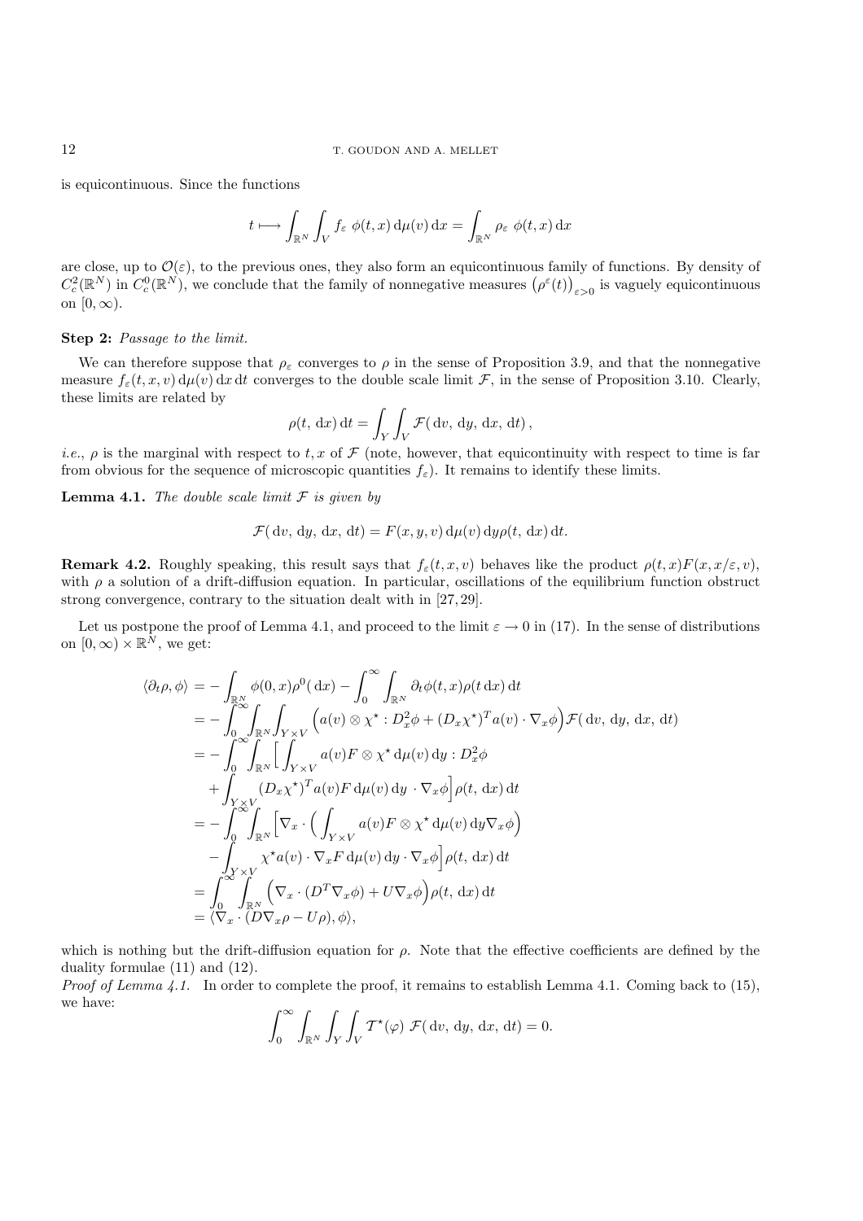is equicontinuous. Since the functions

$$t \longmapsto \int_{\mathbb{R}^N} \int_V f_\varepsilon \ \phi(t,x) \, \mathrm{d}\mu(v) \, \mathrm{d}x = \int_{\mathbb{R}^N} \rho_\varepsilon \ \phi(t,x) \, \mathrm{d}x$$

are close, up to $\mathcal{O}(\varepsilon)$, to the previous ones, they also form an equicontinuous family of functions. By density of $C_c^2(\mathbb{R}^N)$ in $C_c^0(\mathbb{R}^N)$, we conclude that the family of nonnegative measures $\big(\rho^\varepsilon(t)\big)_{\varepsilon>0}$ is vaguely equicontinuous on $[0,\infty)$.

**Step 2:** *Passage to the limit.*

We can therefore suppose that $\rho_\varepsilon$ converges to $\rho$ in the sense of Proposition 3.9, and that the nonnegative measure $f_\varepsilon(t,x,v)\,\mathrm{d}\mu(v)\,\mathrm{d}x\,\mathrm{d}t$ converges to the double scale limit $\mathcal{F}$, in the sense of Proposition 3.10. Clearly, these limits are related by

$$\rho(t,\,\mathrm{d}x)\,\mathrm{d}t = \int_Y \int_V \mathcal{F}(\,\mathrm{d}v,\,\mathrm{d}y,\,\mathrm{d}x,\,\mathrm{d}t)\,,$$

*i.e.*, $\rho$ is the marginal with respect to $t, x$ of $\mathcal{F}$ (note, however, that equicontinuity with respect to time is far from obvious for the sequence of microscopic quantities $f_\varepsilon$). It remains to identify these limits.

**Lemma 4.1.** *The double scale limit $\mathcal{F}$ is given by*

$$\mathcal{F}(\,\mathrm{d}v,\,\mathrm{d}y,\,\mathrm{d}x,\,\mathrm{d}t) = F(x,y,v)\,\mathrm{d}\mu(v)\,\mathrm{d}y\rho(t,\,\mathrm{d}x)\,\mathrm{d}t.$$

**Remark 4.2.** Roughly speaking, this result says that $f_\varepsilon(t,x,v)$ behaves like the product $\rho(t,x)F(x,x/\varepsilon,v)$, with $\rho$ a solution of a drift-diffusion equation. In particular, oscillations of the equilibrium function obstruct strong convergence, contrary to the situation dealt with in [27, 29].

Let us postpone the proof of Lemma 4.1, and proceed to the limit $\varepsilon \to 0$ in (17). In the sense of distributions on $[0,\infty)\times\mathbb{R}^N$, we get:

$$\begin{aligned}
\langle \partial_t \rho, \phi \rangle &= -\int_{\mathbb{R}^N} \phi(0,x)\rho^0(\,\mathrm{d}x) - \int_0^\infty \int_{\mathbb{R}^N} \partial_t \phi(t,x) \rho(t\,\mathrm{d}x)\,\mathrm{d}t \\
&= -\int_0^\infty \int_{\mathbb{R}^N} \int_{Y\times V} \Big( a(v)\otimes\chi^\star : D_x^2\phi + (D_x\chi^\star)^T a(v)\cdot\nabla_x\phi \Big) \mathcal{F}(\,\mathrm{d}v,\,\mathrm{d}y,\,\mathrm{d}x,\,\mathrm{d}t) \\
&= -\int_0^\infty \int_{\mathbb{R}^N} \Big[ \int_{Y\times V} a(v) F\otimes\chi^\star\,\mathrm{d}\mu(v)\,\mathrm{d}y : D_x^2\phi \\
&\quad + \int_{Y\times V} (D_x\chi^\star)^T a(v) F\,\mathrm{d}\mu(v)\,\mathrm{d}y \ \cdot \nabla_x\phi \Big] \rho(t,\,\mathrm{d}x)\,\mathrm{d}t \\
&= -\int_0^\infty \int_{\mathbb{R}^N} \Big[ \nabla_x \cdot \Big( \int_{Y\times V} a(v) F\otimes\chi^\star\,\mathrm{d}\mu(v)\,\mathrm{d}y \nabla_x\phi \Big) \\
&\quad - \int_{Y\times V} \chi^\star a(v)\cdot\nabla_x F\,\mathrm{d}\mu(v)\,\mathrm{d}y\cdot\nabla_x\phi \Big] \rho(t,\,\mathrm{d}x)\,\mathrm{d}t \\
&= \int_0^\infty \int_{\mathbb{R}^N} \Big( \nabla_x\cdot(D^T\nabla_x\phi) + U\nabla_x\phi \Big) \rho(t,\,\mathrm{d}x)\,\mathrm{d}t \\
&= \langle \nabla_x\cdot(D\nabla_x\rho - U\rho), \phi \rangle,
\end{aligned}$$

which is nothing but the drift-diffusion equation for $\rho$. Note that the effective coefficients are defined by the duality formulae (11) and (12).

*Proof of Lemma 4.1.* In order to complete the proof, it remains to establish Lemma 4.1. Coming back to (15), we have:

$$\int_0^\infty \int_{\mathbb{R}^N} \int_Y \int_V \mathcal{T}^\star(\varphi)\ \mathcal{F}(\,\mathrm{d}v,\,\mathrm{d}y,\,\mathrm{d}x,\,\mathrm{d}t) = 0.$$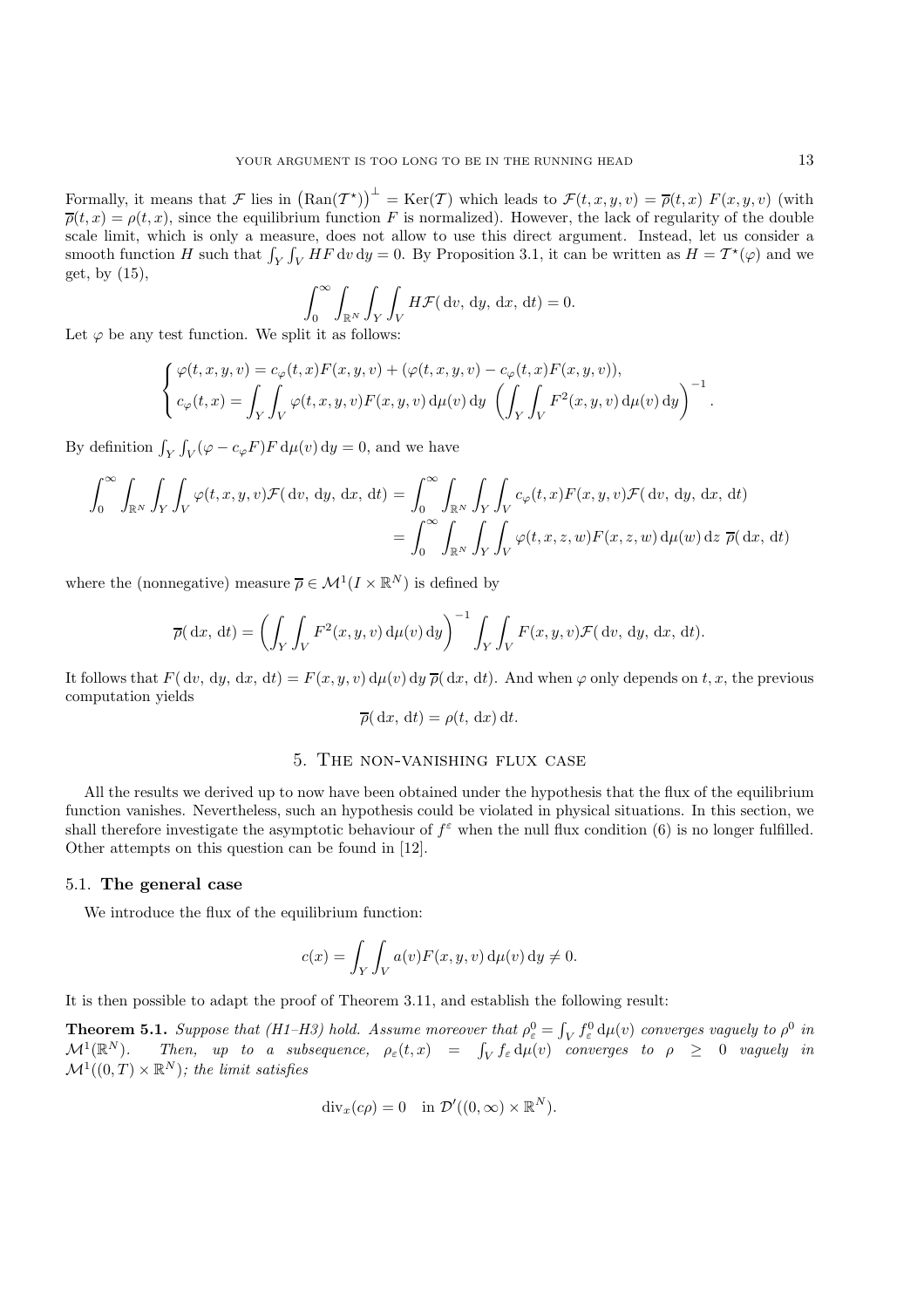Formally, it means that $\mathcal{F}$ lies in $\left(\mathrm{Ran}(\mathcal{T}^\star)\right)^\perp = \mathrm{Ker}(\mathcal{T})$ which leads to $\mathcal{F}(t,x,y,v) = \overline{\rho}(t,x)\ F(x,y,v)$ (with $\overline{\rho}(t,x) = \rho(t,x)$, since the equilibrium function $F$ is normalized). However, the lack of regularity of the double scale limit, which is only a measure, does not allow to use this direct argument. Instead, let us consider a smooth function $H$ such that $\int_Y \int_V HF \,\mathrm{d}v\,\mathrm{d}y = 0$. By Proposition 3.1, it can be written as $H = \mathcal{T}^\star(\varphi)$ and we get, by (15),

$$\int_0^\infty \int_{\mathbb{R}^N} \int_Y \int_V H\mathcal{F}(\,\mathrm{d}v,\,\mathrm{d}y,\,\mathrm{d}x,\,\mathrm{d}t) = 0.$$

Let $\varphi$ be any test function. We split it as follows:

$$\begin{cases} \varphi(t,x,y,v) = c_\varphi(t,x)F(x,y,v) + (\varphi(t,x,y,v) - c_\varphi(t,x)F(x,y,v)), \\ c_\varphi(t,x) = \displaystyle\int_Y \int_V \varphi(t,x,y,v)F(x,y,v)\,\mathrm{d}\mu(v)\,\mathrm{d}y \left(\int_Y \int_V F^2(x,y,v)\,\mathrm{d}\mu(v)\,\mathrm{d}y\right)^{-1}. \end{cases}$$

By definition $\int_Y \int_V (\varphi - c_\varphi F)F \,\mathrm{d}\mu(v)\,\mathrm{d}y = 0$, and we have

$$\begin{aligned} \int_0^\infty \int_{\mathbb{R}^N} \int_Y \int_V \varphi(t,x,y,v)\mathcal{F}(\,\mathrm{d}v,\,\mathrm{d}y,\,\mathrm{d}x,\,\mathrm{d}t) &= \int_0^\infty \int_{\mathbb{R}^N} \int_Y \int_V c_\varphi(t,x)F(x,y,v)\mathcal{F}(\,\mathrm{d}v,\,\mathrm{d}y,\,\mathrm{d}x,\,\mathrm{d}t) \\ &= \int_0^\infty \int_{\mathbb{R}^N} \int_Y \int_V \varphi(t,x,z,w)F(x,z,w)\,\mathrm{d}\mu(w)\,\mathrm{d}z\ \overline{\rho}(\,\mathrm{d}x,\,\mathrm{d}t) \end{aligned}$$

where the (nonnegative) measure $\overline{\rho} \in \mathcal{M}^1(I \times \mathbb{R}^N)$ is defined by

$$\overline{\rho}(\,\mathrm{d}x,\,\mathrm{d}t) = \left(\int_Y \int_V F^2(x,y,v)\,\mathrm{d}\mu(v)\,\mathrm{d}y\right)^{-1} \int_Y \int_V F(x,y,v)\mathcal{F}(\,\mathrm{d}v,\,\mathrm{d}y,\,\mathrm{d}x,\,\mathrm{d}t).$$

It follows that $F(\,\mathrm{d}v,\,\mathrm{d}y,\,\mathrm{d}x,\,\mathrm{d}t) = F(x,y,v)\,\mathrm{d}\mu(v)\,\mathrm{d}y\,\overline{\rho}(\,\mathrm{d}x,\,\mathrm{d}t)$. And when $\varphi$ only depends on $t,x$, the previous computation yields

$$\overline{\rho}(\,\mathrm{d}x,\,\mathrm{d}t) = \rho(t,\,\mathrm{d}x)\,\mathrm{d}t.$$

## 5. The non-vanishing flux case

All the results we derived up to now have been obtained under the hypothesis that the flux of the equilibrium function vanishes. Nevertheless, such an hypothesis could be violated in physical situations. In this section, we shall therefore investigate the asymptotic behaviour of $f^\varepsilon$ when the null flux condition (6) is no longer fulfilled. Other attempts on this question can be found in [12].

### 5.1. **The general case**

We introduce the flux of the equilibrium function:

$$c(x) = \int_Y \int_V a(v)F(x,y,v)\,\mathrm{d}\mu(v)\,\mathrm{d}y \neq 0.$$

It is then possible to adapt the proof of Theorem 3.11, and establish the following result:

**Theorem 5.1.** *Suppose that (H1–H3) hold. Assume moreover that $\rho^0_\varepsilon = \int_V f^0_\varepsilon \,\mathrm{d}\mu(v)$ converges vaguely to $\rho^0$ in $\mathcal{M}^1(\mathbb{R}^N)$. Then, up to a subsequence, $\rho_\varepsilon(t,x) = \int_V f_\varepsilon \,\mathrm{d}\mu(v)$ converges to $\rho \geq 0$ vaguely in $\mathcal{M}^1((0,T) \times \mathbb{R}^N)$; the limit satisfies*

$$\mathrm{div}_x(c\rho) = 0 \quad \text{in } \mathcal{D}'((0,\infty) \times \mathbb{R}^N).$$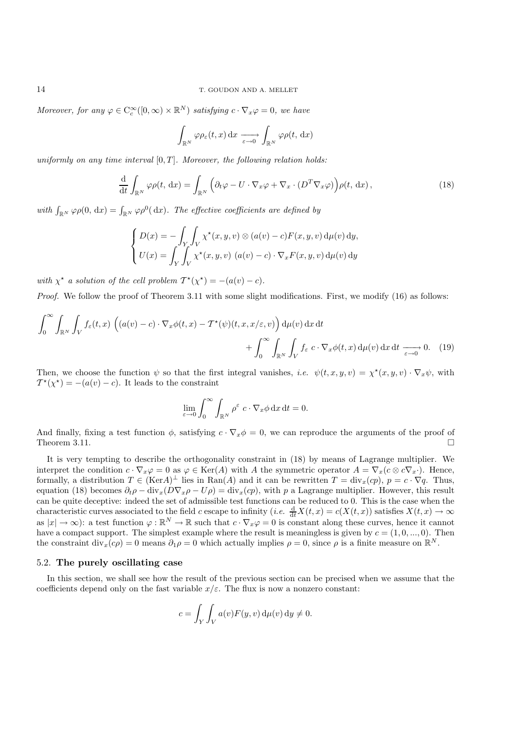*Moreover, for any $\varphi \in \mathrm{C}_c^\infty([0,\infty)\times\mathbb{R}^N)$ satisfying $c\cdot\nabla_x\varphi = 0$, we have*

$$\int_{\mathbb{R}^N} \varphi\rho_\varepsilon(t,x)\,\mathrm{d}x \xrightarrow[\varepsilon\to 0]{} \int_{\mathbb{R}^N} \varphi\rho(t,\,\mathrm{d}x)$$

*uniformly on any time interval $[0,T]$. Moreover, the following relation holds:*

$$\frac{\mathrm{d}}{\mathrm{d}t}\int_{\mathbb{R}^N} \varphi\rho(t,\,\mathrm{d}x) = \int_{\mathbb{R}^N} \Big(\partial_t\varphi - U\cdot\nabla_x\varphi + \nabla_x\cdot(D^T\nabla_x\varphi)\Big)\rho(t,\,\mathrm{d}x)\,, \tag{18}$$

*with $\int_{\mathbb{R}^N}\varphi\rho(0,\,\mathrm{d}x) = \int_{\mathbb{R}^N}\varphi\rho^0(\,\mathrm{d}x)$. The effective coefficients are defined by*

$$\begin{cases} D(x) = -\displaystyle\int_Y\int_V \chi^\star(x,y,v)\otimes(a(v)-c)F(x,y,v)\,\mathrm{d}\mu(v)\,\mathrm{d}y,\\[2mm] U(x) = \displaystyle\int_Y\int_V \chi^\star(x,y,v)\ (a(v)-c)\cdot\nabla_x F(x,y,v)\,\mathrm{d}\mu(v)\,\mathrm{d}y \end{cases}$$

*with $\chi^\star$ a solution of the cell problem $\mathcal{T}^\star(\chi^\star) = -(a(v)-c)$.*

*Proof.* We follow the proof of Theorem 3.11 with some slight modifications. First, we modify (16) as follows:

$$\int_0^\infty\int_{\mathbb{R}^N}\int_V f_\varepsilon(t,x)\,\Big((a(v)-c)\cdot\nabla_x\phi(t,x) - \mathcal{T}^\star(\psi)(t,x,x/\varepsilon,v)\Big)\,\mathrm{d}\mu(v)\,\mathrm{d}x\,\mathrm{d}t \\ + \int_0^\infty\int_{\mathbb{R}^N}\int_V f_\varepsilon\ c\cdot\nabla_x\phi(t,x)\,\mathrm{d}\mu(v)\,\mathrm{d}x\,\mathrm{d}t \xrightarrow[\varepsilon\to 0]{} 0. \tag{19}$$

Then, we choose the function $\psi$ so that the first integral vanishes, *i.e.* $\psi(t,x,y,v) = \chi^\star(x,y,v)\cdot\nabla_x\psi$, with $\mathcal{T}^\star(\chi^\star) = -(a(v)-c)$. It leads to the constraint

$$\lim_{\varepsilon\to 0}\int_0^\infty\int_{\mathbb{R}^N}\rho^\varepsilon\ c\cdot\nabla_x\phi\,\mathrm{d}x\,\mathrm{d}t = 0.$$

And finally, fixing a test function $\phi$, satisfying $c\cdot\nabla_x\phi = 0$, we can reproduce the arguments of the proof of Theorem 3.11. □

It is very tempting to describe the orthogonality constraint in (18) by means of Lagrange multiplier. We interpret the condition $c\cdot\nabla_x\varphi = 0$ as $\varphi\in\mathrm{Ker}(A)$ with $A$ the symmetric operator $A = \nabla_x(c\otimes c\nabla_x\cdot)$. Hence, formally, a distribution $T\in(\mathrm{Ker}A)^\perp$ lies in $\mathrm{Ran}(A)$ and it can be rewritten $T = \mathrm{div}_x(cp)$, $p = c\cdot\nabla q$. Thus, equation (18) becomes $\partial_t\rho - \mathrm{div}_x(D\nabla_x\rho - U\rho) = \mathrm{div}_x(cp)$, with $p$ a Lagrange multiplier. However, this result can be quite deceptive: indeed the set of admissible test functions can be reduced to 0. This is the case when the characteristic curves associated to the field $c$ escape to infinity (*i.e.* $\frac{\mathrm{d}}{\mathrm{d}t}X(t,x) = c(X(t,x))$ satisfies $X(t,x)\to\infty$ as $|x|\to\infty$): a test function $\varphi:\mathbb{R}^N\to\mathbb{R}$ such that $c\cdot\nabla_x\varphi = 0$ is constant along these curves, hence it cannot have a compact support. The simplest example where the result is meaningless is given by $c = (1,0,...,0)$. Then the constraint $\mathrm{div}_x(c\rho) = 0$ means $\partial_1\rho = 0$ which actually implies $\rho = 0$, since $\rho$ is a finite measure on $\mathbb{R}^N$.

### 5.2. **The purely oscillating case**

In this section, we shall see how the result of the previous section can be precised when we assume that the coefficients depend only on the fast variable $x/\varepsilon$. The flux is now a nonzero constant:

$$c = \int_Y\int_V a(v)F(y,v)\,\mathrm{d}\mu(v)\,\mathrm{d}y \neq 0.$$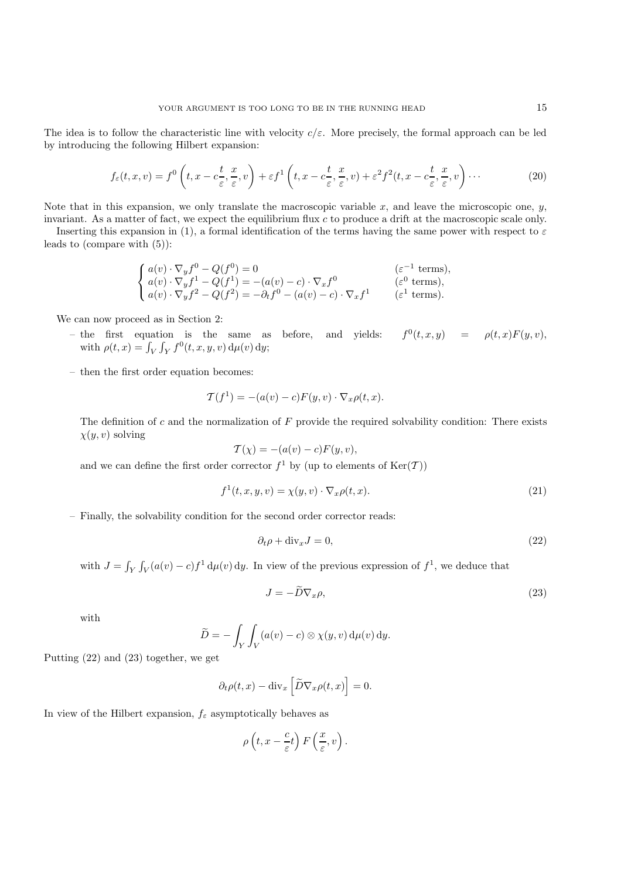The idea is to follow the characteristic line with velocity $c/\varepsilon$. More precisely, the formal approach can be led by introducing the following Hilbert expansion:

$$f_\varepsilon(t,x,v) = f^0\left(t, x - c\frac{t}{\varepsilon}, \frac{x}{\varepsilon}, v\right) + \varepsilon f^1\left(t, x - c\frac{t}{\varepsilon}, \frac{x}{\varepsilon}, v\right) + \varepsilon^2 f^2(t, x - c\frac{t}{\varepsilon}, \frac{x}{\varepsilon}, v\Big) \cdots \tag{20}$$

Note that in this expansion, we only translate the macroscopic variable $x$, and leave the microscopic one, $y$, invariant. As a matter of fact, we expect the equilibrium flux $c$ to produce a drift at the macroscopic scale only.

Inserting this expansion in (1), a formal identification of the terms having the same power with respect to $\varepsilon$ leads to (compare with (5)):

$$\begin{cases} a(v)\cdot\nabla_y f^0 - Q(f^0) = 0 & (\varepsilon^{-1} \text{ terms}), \\ a(v)\cdot\nabla_y f^1 - Q(f^1) = -(a(v)-c)\cdot\nabla_x f^0 & (\varepsilon^{0} \text{ terms}), \\ a(v)\cdot\nabla_y f^2 - Q(f^2) = -\partial_t f^0 - (a(v)-c)\cdot\nabla_x f^1 & (\varepsilon^{1} \text{ terms}). \end{cases}$$

We can now proceed as in Section 2:

- the first equation is the same as before, and yields: $f^0(t,x,y) = \rho(t,x)F(y,v)$, with $\rho(t,x) = \int_V\int_Y f^0(t,x,y,v)\,\mathrm{d}\mu(v)\,\mathrm{d}y$;
- then the first order equation becomes:

$$\mathcal{T}(f^1) = -(a(v)-c)F(y,v)\cdot\nabla_x\rho(t,x).$$

  The definition of $c$ and the normalization of $F$ provide the required solvability condition: There exists $\chi(y,v)$ solving

$$\mathcal{T}(\chi) = -(a(v)-c)F(y,v),$$

  and we can define the first order corrector $f^1$ by (up to elements of $\mathrm{Ker}(\mathcal{T})$)

$$f^1(t,x,y,v) = \chi(y,v)\cdot\nabla_x\rho(t,x). \tag{21}$$

- Finally, the solvability condition for the second order corrector reads:

$$\partial_t\rho + \mathrm{div}_x J = 0, \tag{22}$$

  with $J = \int_Y\int_V (a(v)-c)f^1\,\mathrm{d}\mu(v)\,\mathrm{d}y$. In view of the previous expression of $f^1$, we deduce that

$$J = -\widetilde{D}\nabla_x\rho, \tag{23}$$

  with

$$\widetilde{D} = -\int_Y\int_V (a(v)-c)\otimes\chi(y,v)\,\mathrm{d}\mu(v)\,\mathrm{d}y.$$

Putting (22) and (23) together, we get

$$\partial_t\rho(t,x) - \mathrm{div}_x\left[\widetilde{D}\nabla_x\rho(t,x)\right] = 0.$$

In view of the Hilbert expansion, $f_\varepsilon$ asymptotically behaves as

$$\rho\left(t, x - \frac{c}{\varepsilon}t\right)F\left(\frac{x}{\varepsilon}, v\right).$$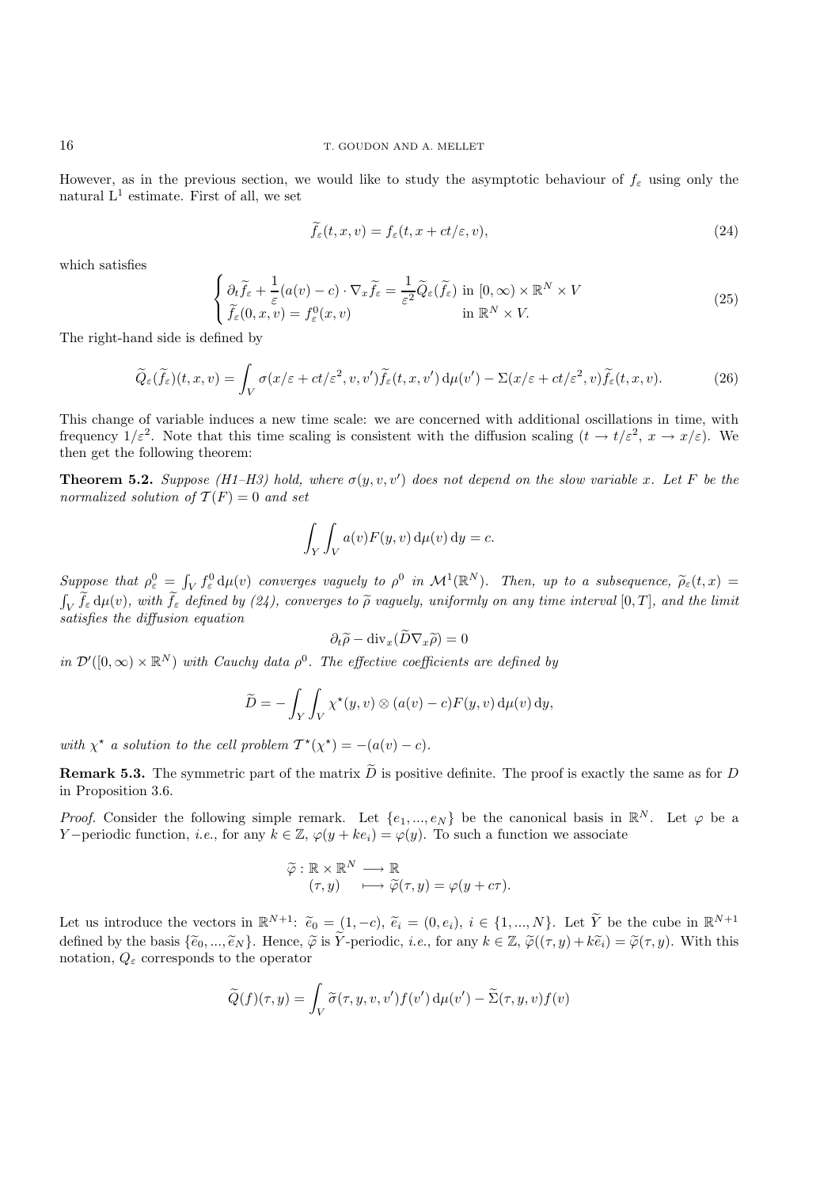However, as in the previous section, we would like to study the asymptotic behaviour of $f_\varepsilon$ using only the natural $\mathrm{L}^1$ estimate. First of all, we set

$$\widetilde{f}_\varepsilon(t,x,v) = f_\varepsilon(t, x + ct/\varepsilon, v), \tag{24}$$

which satisfies

$$\begin{cases} \partial_t \widetilde{f}_\varepsilon + \dfrac{1}{\varepsilon}(a(v) - c)\cdot \nabla_x \widetilde{f}_\varepsilon = \dfrac{1}{\varepsilon^2}\widetilde{Q}_\varepsilon(\widetilde{f}_\varepsilon) & \text{in } [0,\infty)\times\mathbb{R}^N\times V \\ \widetilde{f}_\varepsilon(0,x,v) = f^0_\varepsilon(x,v) & \text{in } \mathbb{R}^N \times V. \end{cases} \tag{25}$$

The right-hand side is defined by

$$\widetilde{Q}_\varepsilon(\widetilde{f}_\varepsilon)(t,x,v) = \int_V \sigma(x/\varepsilon + ct/\varepsilon^2, v, v')\widetilde{f}_\varepsilon(t,x,v')\,\mathrm{d}\mu(v') - \Sigma(x/\varepsilon + ct/\varepsilon^2, v)\widetilde{f}_\varepsilon(t,x,v). \tag{26}$$

This change of variable induces a new time scale: we are concerned with additional oscillations in time, with frequency $1/\varepsilon^2$. Note that this time scaling is consistent with the diffusion scaling ($t \to t/\varepsilon^2$, $x \to x/\varepsilon$). We then get the following theorem:

**Theorem 5.2.** *Suppose (H1–H3) hold, where $\sigma(y,v,v')$ does not depend on the slow variable $x$. Let $F$ be the normalized solution of $\mathcal{T}(F) = 0$ and set*

$$\int_Y \int_V a(v)F(y,v)\,\mathrm{d}\mu(v)\,\mathrm{d}y = c.$$

*Suppose that $\rho^0_\varepsilon = \int_V f^0_\varepsilon \,\mathrm{d}\mu(v)$ converges vaguely to $\rho^0$ in $\mathcal{M}^1(\mathbb{R}^N)$. Then, up to a subsequence, $\widetilde{\rho}_\varepsilon(t,x) = \int_V \widetilde{f}_\varepsilon\,\mathrm{d}\mu(v)$, with $\widetilde{f}_\varepsilon$ defined by (24), converges to $\widetilde{\rho}$ vaguely, uniformly on any time interval $[0,T]$, and the limit satisfies the diffusion equation*

$$\partial_t\widetilde{\rho} - \mathrm{div}_x(\widetilde{D}\nabla_x\widetilde{\rho}) = 0$$

*in $\mathcal{D}'([0,\infty)\times\mathbb{R}^N)$ with Cauchy data $\rho^0$. The effective coefficients are defined by*

$$\widetilde{D} = -\int_Y\int_V \chi^\star(y,v)\otimes(a(v)-c)F(y,v)\,\mathrm{d}\mu(v)\,\mathrm{d}y,$$

*with $\chi^\star$ a solution to the cell problem $\mathcal{T}^\star(\chi^\star) = -(a(v)-c)$.*

**Remark 5.3.** The symmetric part of the matrix $\widetilde{D}$ is positive definite. The proof is exactly the same as for $D$ in Proposition 3.6.

*Proof.* Consider the following simple remark. Let $\{e_1,...,e_N\}$ be the canonical basis in $\mathbb{R}^N$. Let $\varphi$ be a $Y-$periodic function, *i.e.*, for any $k\in\mathbb{Z}$, $\varphi(y+ke_i) = \varphi(y)$. To such a function we associate

$$\begin{aligned} \widetilde{\varphi} : \mathbb{R}\times\mathbb{R}^N &\longrightarrow \mathbb{R} \\ (\tau, y) &\longmapsto \widetilde{\varphi}(\tau,y) = \varphi(y + c\tau). \end{aligned}$$

Let us introduce the vectors in $\mathbb{R}^{N+1}$: $\widetilde{e}_0 = (1,-c)$, $\widetilde{e}_i = (0,e_i)$, $i\in\{1,...,N\}$. Let $\widetilde{Y}$ be the cube in $\mathbb{R}^{N+1}$ defined by the basis $\{\widetilde{e}_0,...,\widetilde{e}_N\}$. Hence, $\widetilde{\varphi}$ is $\widetilde{Y}$-periodic, *i.e.*, for any $k\in\mathbb{Z}$, $\widetilde{\varphi}((\tau,y)+k\widetilde{e}_i) = \widetilde{\varphi}(\tau,y)$. With this notation, $Q_\varepsilon$ corresponds to the operator

$$\widetilde{Q}(f)(\tau,y) = \int_V \widetilde{\sigma}(\tau,y,v,v')f(v')\,\mathrm{d}\mu(v') - \widetilde{\Sigma}(\tau,y,v)f(v)$$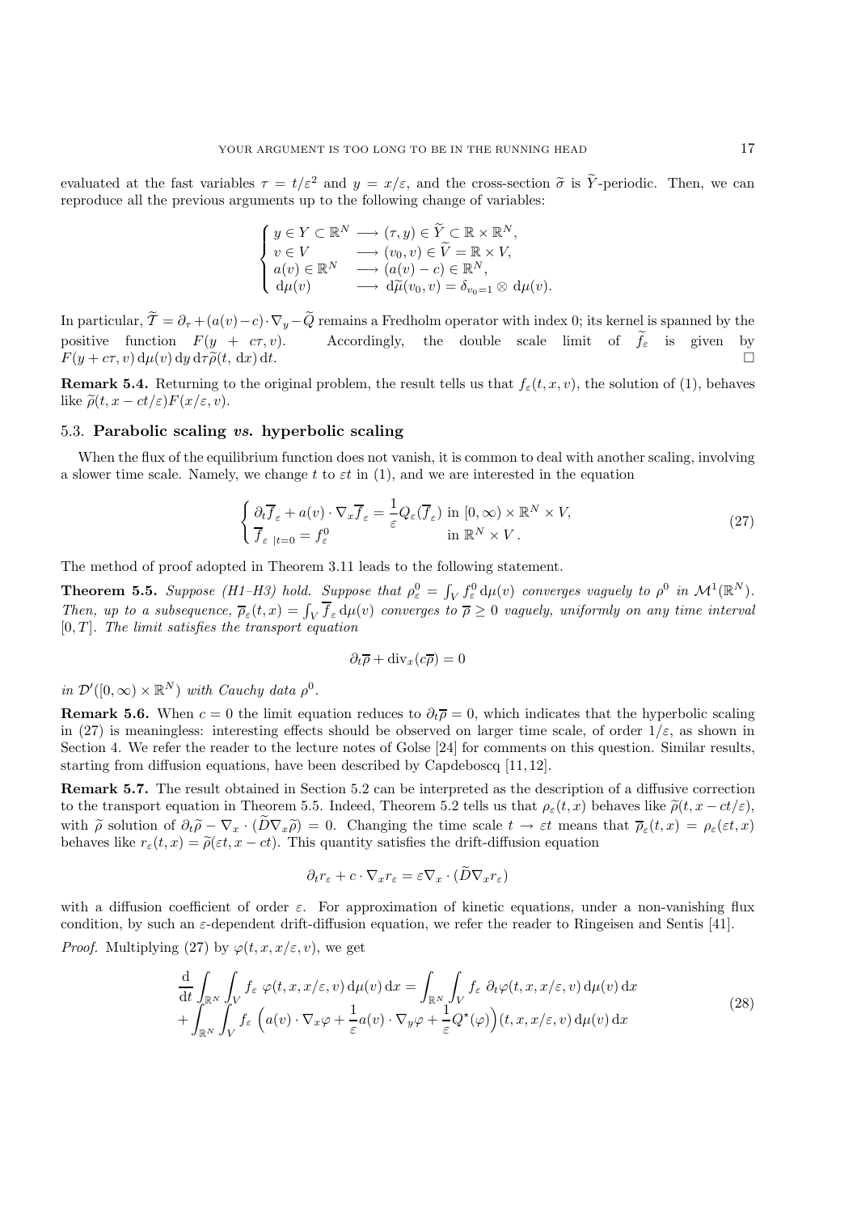evaluated at the fast variables $\tau = t/\varepsilon^2$ and $y = x/\varepsilon$, and the cross-section $\widetilde{\sigma}$ is $\widetilde{Y}$-periodic. Then, we can reproduce all the previous arguments up to the following change of variables:

$$
\begin{cases}
y \in Y \subset \mathbb{R}^N \longrightarrow (\tau, y) \in \widetilde{Y} \subset \mathbb{R} \times \mathbb{R}^N, \\
v \in V \qquad\quad\; \longrightarrow (v_0, v) \in \widetilde{V} = \mathbb{R} \times V, \\
a(v) \in \mathbb{R}^N \quad \longrightarrow (a(v) - c) \in \mathbb{R}^N, \\
\mathrm{d}\mu(v) \qquad\;\; \longrightarrow \mathrm{d}\widetilde{\mu}(v_0, v) = \delta_{v_0=1} \otimes \mathrm{d}\mu(v).
\end{cases}
$$

In particular, $\widetilde{\mathcal{T}} = \partial_\tau + (a(v)-c)\cdot\nabla_y - \widetilde{Q}$ remains a Fredholm operator with index 0; its kernel is spanned by the positive function $F(y + c\tau, v)$. Accordingly, the double scale limit of $\widetilde{f}_\varepsilon$ is given by $F(y + c\tau, v)\,\mathrm{d}\mu(v)\,\mathrm{d}y\,\mathrm{d}\tau\widetilde{\rho}(t,\,\mathrm{d}x)\,\mathrm{d}t$. □

**Remark 5.4.** Returning to the original problem, the result tells us that $f_\varepsilon(t, x, v)$, the solution of (1), behaves like $\widetilde{\rho}(t, x - ct/\varepsilon)F(x/\varepsilon, v)$.

### 5.3. Parabolic scaling *vs.* hyperbolic scaling

When the flux of the equilibrium function does not vanish, it is common to deal with another scaling, involving a slower time scale. Namely, we change $t$ to $\varepsilon t$ in (1), and we are interested in the equation

$$
\begin{cases}
\partial_t \overline{f}_\varepsilon + a(v)\cdot\nabla_x \overline{f}_\varepsilon = \dfrac{1}{\varepsilon}Q_\varepsilon(\overline{f}_\varepsilon) \text{ in } [0,\infty)\times\mathbb{R}^N\times V, \\
\overline{f}_{\varepsilon\ |t=0} = f^0_\varepsilon \qquad\qquad\qquad\quad\;\; \text{in } \mathbb{R}^N \times V\,.
\end{cases}
\tag{27}
$$

The method of proof adopted in Theorem 3.11 leads to the following statement.

**Theorem 5.5.** *Suppose (H1–H3) hold. Suppose that $\rho^0_\varepsilon = \int_V f^0_\varepsilon\,\mathrm{d}\mu(v)$ converges vaguely to $\rho^0$ in $\mathcal{M}^1(\mathbb{R}^N)$. Then, up to a subsequence, $\overline{\rho}_\varepsilon(t,x) = \int_V \overline{f}_\varepsilon\,\mathrm{d}\mu(v)$ converges to $\overline{\rho} \geq 0$ vaguely, uniformly on any time interval $[0,T]$. The limit satisfies the transport equation*

$$
\partial_t\overline{\rho} + \mathrm{div}_x(c\overline{\rho}) = 0
$$

*in $\mathcal{D}'([0,\infty)\times\mathbb{R}^N)$ with Cauchy data $\rho^0$.*

**Remark 5.6.** When $c = 0$ the limit equation reduces to $\partial_t\overline{\rho} = 0$, which indicates that the hyperbolic scaling in (27) is meaningless: interesting effects should be observed on larger time scale, of order $1/\varepsilon$, as shown in Section 4. We refer the reader to the lecture notes of Golse [24] for comments on this question. Similar results, starting from diffusion equations, have been described by Capdeboscq [11, 12].

**Remark 5.7.** The result obtained in Section 5.2 can be interpreted as the description of a diffusive correction to the transport equation in Theorem 5.5. Indeed, Theorem 5.2 tells us that $\rho_\varepsilon(t,x)$ behaves like $\widetilde{\rho}(t, x - ct/\varepsilon)$, with $\widetilde{\rho}$ solution of $\partial_t\widetilde{\rho} - \nabla_x\cdot(\widetilde{D}\nabla_x\widetilde{\rho}) = 0$. Changing the time scale $t \to \varepsilon t$ means that $\overline{\rho}_\varepsilon(t,x) = \rho_\varepsilon(\varepsilon t, x)$ behaves like $r_\varepsilon(t,x) = \widetilde{\rho}(\varepsilon t, x - ct)$. This quantity satisfies the drift-diffusion equation

$$
\partial_t r_\varepsilon + c\cdot\nabla_x r_\varepsilon = \varepsilon\nabla_x\cdot(\widetilde{D}\nabla_x r_\varepsilon)
$$

with a diffusion coefficient of order $\varepsilon$. For approximation of kinetic equations, under a non-vanishing flux condition, by such an $\varepsilon$-dependent drift-diffusion equation, we refer the reader to Ringeisen and Sentis [41].

*Proof.* Multiplying (27) by $\varphi(t, x, x/\varepsilon, v)$, we get

$$
\begin{aligned}
&\frac{\mathrm{d}}{\mathrm{d}t}\int_{\mathbb{R}^N}\int_V f_\varepsilon\ \varphi(t,x,x/\varepsilon,v)\,\mathrm{d}\mu(v)\,\mathrm{d}x = \int_{\mathbb{R}^N}\int_V f_\varepsilon\ \partial_t\varphi(t,x,x/\varepsilon,v)\,\mathrm{d}\mu(v)\,\mathrm{d}x \\
&+ \int_{\mathbb{R}^N}\int_V f_\varepsilon\ \Big(a(v)\cdot\nabla_x\varphi + \frac{1}{\varepsilon}a(v)\cdot\nabla_y\varphi + \frac{1}{\varepsilon}Q^\star(\varphi)\Big)(t,x,x/\varepsilon,v)\,\mathrm{d}\mu(v)\,\mathrm{d}x
\end{aligned}
\tag{28}
$$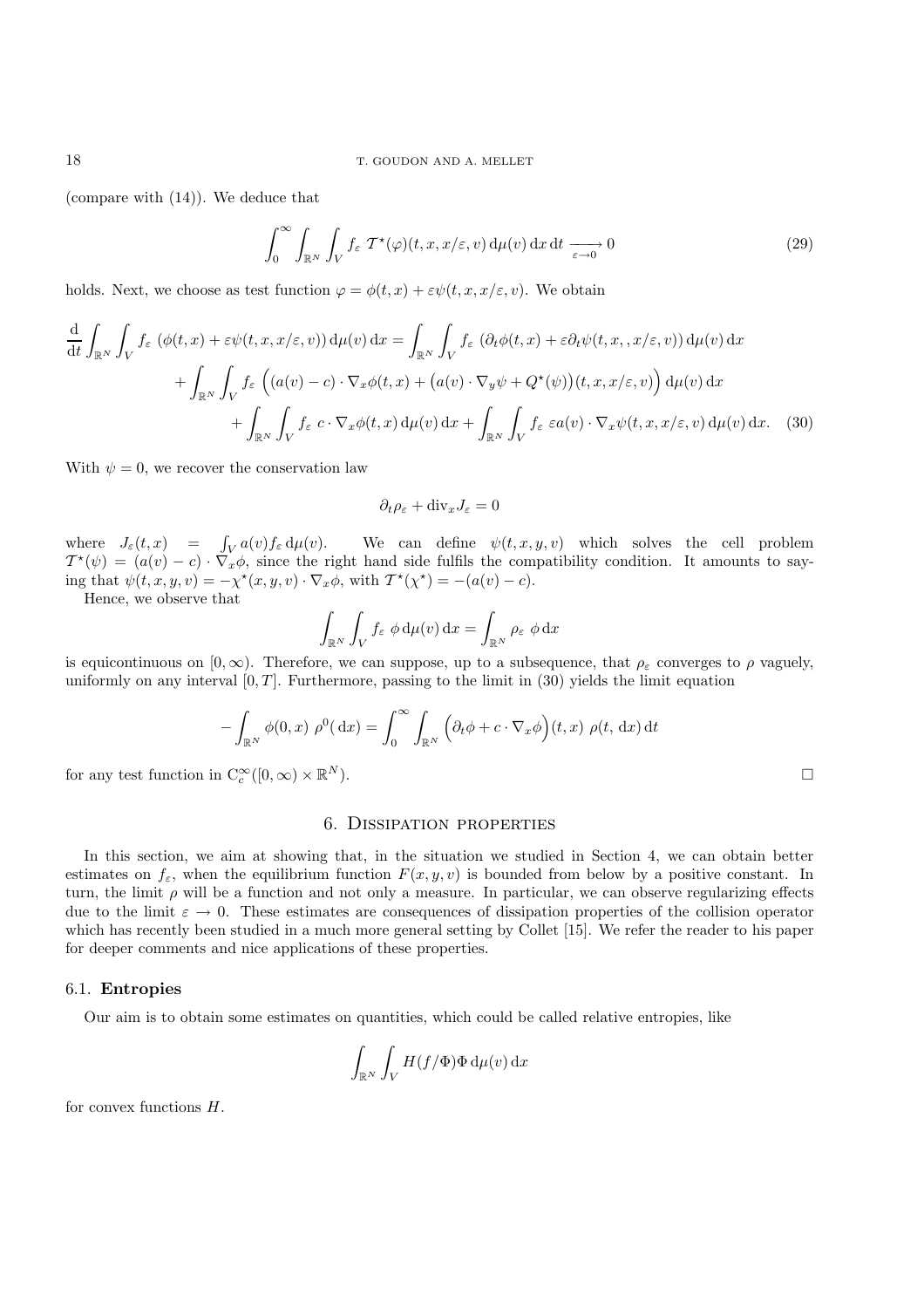(compare with (14)). We deduce that

$$\int_0^\infty \int_{\mathbb{R}^N} \int_V f_\varepsilon \; \mathcal{T}^\star(\varphi)(t, x, x/\varepsilon, v) \, \mathrm{d}\mu(v) \, \mathrm{d}x \, \mathrm{d}t \xrightarrow[\varepsilon \to 0]{} 0 \tag{29}$$

holds. Next, we choose as test function $\varphi = \phi(t, x) + \varepsilon \psi(t, x, x/\varepsilon, v)$. We obtain

$$\begin{aligned}
\frac{\mathrm{d}}{\mathrm{d}t} \int_{\mathbb{R}^N} \int_V f_\varepsilon \; (\phi(t, x) + \varepsilon \psi(t, x, x/\varepsilon, v)) \, \mathrm{d}\mu(v) \, \mathrm{d}x &= \int_{\mathbb{R}^N} \int_V f_\varepsilon \; (\partial_t \phi(t, x) + \varepsilon \partial_t \psi(t, x, , x/\varepsilon, v)) \, \mathrm{d}\mu(v) \, \mathrm{d}x \\
&+ \int_{\mathbb{R}^N} \int_V f_\varepsilon \; \Big( (a(v) - c) \cdot \nabla_x \phi(t, x) + \big( a(v) \cdot \nabla_y \psi + Q^\star(\psi) \big)(t, x, x/\varepsilon, v) \Big) \, \mathrm{d}\mu(v) \, \mathrm{d}x \\
&+ \int_{\mathbb{R}^N} \int_V f_\varepsilon \; c \cdot \nabla_x \phi(t, x) \, \mathrm{d}\mu(v) \, \mathrm{d}x + \int_{\mathbb{R}^N} \int_V f_\varepsilon \; \varepsilon a(v) \cdot \nabla_x \psi(t, x, x/\varepsilon, v) \, \mathrm{d}\mu(v) \, \mathrm{d}x. \quad (30)
\end{aligned}$$

With $\psi = 0$, we recover the conservation law

$$\partial_t \rho_\varepsilon + \mathrm{div}_x J_\varepsilon = 0$$

where $J_\varepsilon(t, x) = \int_V a(v) f_\varepsilon \, \mathrm{d}\mu(v)$. We can define $\psi(t, x, y, v)$ which solves the cell problem $\mathcal{T}^\star(\psi) = (a(v) - c) \cdot \nabla_x \phi$, since the right hand side fulfils the compatibility condition. It amounts to saying that $\psi(t, x, y, v) = -\chi^\star(x, y, v) \cdot \nabla_x \phi$, with $\mathcal{T}^\star(\chi^\star) = -(a(v) - c)$.

Hence, we observe that

$$\int_{\mathbb{R}^N} \int_V f_\varepsilon \; \phi \, \mathrm{d}\mu(v) \, \mathrm{d}x = \int_{\mathbb{R}^N} \rho_\varepsilon \; \phi \, \mathrm{d}x$$

is equicontinuous on $[0, \infty)$. Therefore, we can suppose, up to a subsequence, that $\rho_\varepsilon$ converges to $\rho$ vaguely, uniformly on any interval $[0, T]$. Furthermore, passing to the limit in (30) yields the limit equation

$$-\int_{\mathbb{R}^N} \phi(0, x) \; \rho^0(\, \mathrm{d}x) = \int_0^\infty \int_{\mathbb{R}^N} \Big( \partial_t \phi + c \cdot \nabla_x \phi \Big)(t, x) \; \rho(t, \, \mathrm{d}x) \, \mathrm{d}t$$

for any test function in $\mathrm{C}_c^\infty([0, \infty) \times \mathbb{R}^N)$. □

## 6. Dissipation properties

In this section, we aim at showing that, in the situation we studied in Section 4, we can obtain better estimates on $f_\varepsilon$, when the equilibrium function $F(x, y, v)$ is bounded from below by a positive constant. In turn, the limit $\rho$ will be a function and not only a measure. In particular, we can observe regularizing effects due to the limit $\varepsilon \to 0$. These estimates are consequences of dissipation properties of the collision operator which has recently been studied in a much more general setting by Collet [15]. We refer the reader to his paper for deeper comments and nice applications of these properties.

### 6.1. Entropies

Our aim is to obtain some estimates on quantities, which could be called relative entropies, like

$$\int_{\mathbb{R}^N} \int_V H(f/\Phi) \Phi \, \mathrm{d}\mu(v) \, \mathrm{d}x$$

for convex functions $H$.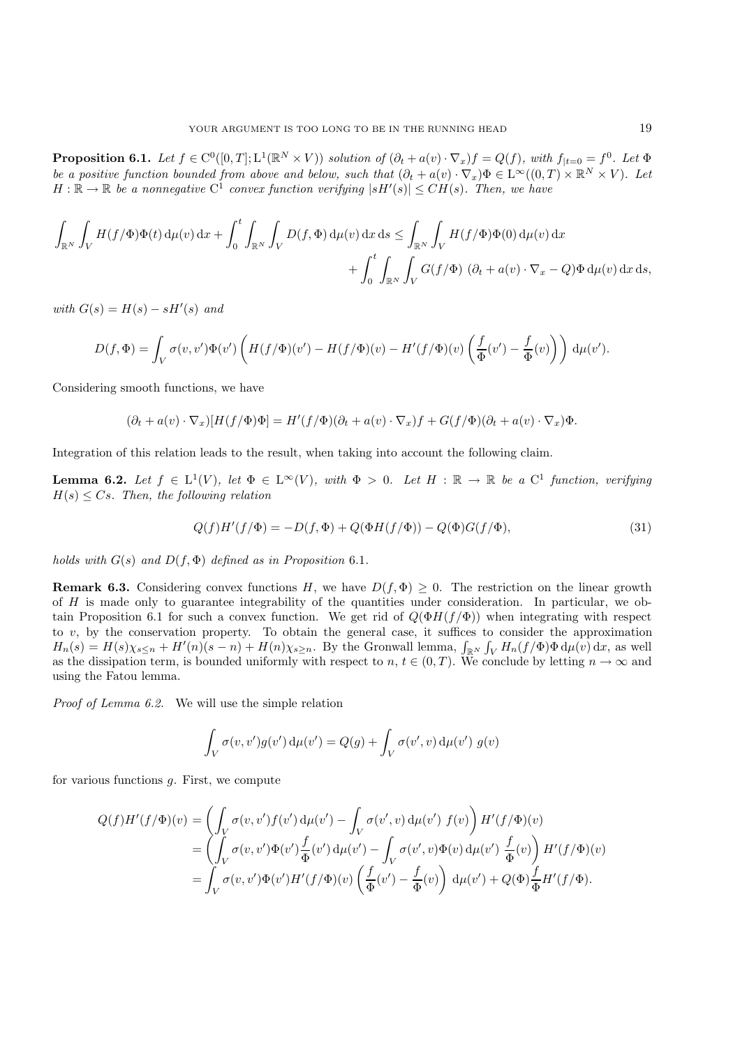**Proposition 6.1.** *Let $f \in \mathrm{C}^0([0,T];\mathrm{L}^1(\mathbb{R}^N \times V))$ solution of $(\partial_t + a(v)\cdot\nabla_x)f = Q(f)$, with $f_{|t=0} = f^0$. Let $\Phi$ be a positive function bounded from above and below, such that $(\partial_t + a(v)\cdot\nabla_x)\Phi \in \mathrm{L}^\infty((0,T)\times\mathbb{R}^N\times V)$. Let $H:\mathbb{R}\to\mathbb{R}$ be a nonnegative $\mathrm{C}^1$ convex function verifying $|sH'(s)| \le CH(s)$. Then, we have*

$$
\begin{aligned}
\int_{\mathbb{R}^N}\int_V H(f/\Phi)\Phi(t)\,\mathrm{d}\mu(v)\,\mathrm{d}x + \int_0^t\int_{\mathbb{R}^N}\int_V D(f,\Phi)\,\mathrm{d}\mu(v)\,\mathrm{d}x\,\mathrm{d}s \le \int_{\mathbb{R}^N}\int_V H(f/\Phi)\Phi(0)\,\mathrm{d}\mu(v)\,\mathrm{d}x \\
+ \int_0^t\int_{\mathbb{R}^N}\int_V G(f/\Phi)\ (\partial_t + a(v)\cdot\nabla_x - Q)\Phi\,\mathrm{d}\mu(v)\,\mathrm{d}x\,\mathrm{d}s,
\end{aligned}
$$

*with $G(s) = H(s) - sH'(s)$ and*

$$
D(f,\Phi) = \int_V \sigma(v,v')\Phi(v')\left(H(f/\Phi)(v') - H(f/\Phi)(v) - H'(f/\Phi)(v)\left(\frac{f}{\Phi}(v') - \frac{f}{\Phi}(v)\right)\right)\,\mathrm{d}\mu(v').
$$

Considering smooth functions, we have

$$
(\partial_t + a(v)\cdot\nabla_x)[H(f/\Phi)\Phi] = H'(f/\Phi)(\partial_t + a(v)\cdot\nabla_x)f + G(f/\Phi)(\partial_t + a(v)\cdot\nabla_x)\Phi.
$$

Integration of this relation leads to the result, when taking into account the following claim.

**Lemma 6.2.** *Let $f \in \mathrm{L}^1(V)$, let $\Phi \in \mathrm{L}^\infty(V)$, with $\Phi > 0$. Let $H:\mathbb{R}\to\mathbb{R}$ be a $\mathrm{C}^1$ function, verifying $H(s) \le Cs$. Then, the following relation*

$$
Q(f)H'(f/\Phi) = -D(f,\Phi) + Q(\Phi H(f/\Phi)) - Q(\Phi)G(f/\Phi), \tag{31}
$$

*holds with $G(s)$ and $D(f,\Phi)$ defined as in Proposition 6.1.*

**Remark 6.3.** Considering convex functions $H$, we have $D(f,\Phi)\ge 0$. The restriction on the linear growth of $H$ is made only to guarantee integrability of the quantities under consideration. In particular, we obtain Proposition 6.1 for such a convex function. We get rid of $Q(\Phi H(f/\Phi))$ when integrating with respect to $v$, by the conservation property. To obtain the general case, it suffices to consider the approximation $H_n(s) = H(s)\chi_{s\le n} + H'(n)(s-n) + H(n)\chi_{s\ge n}$. By the Gronwall lemma, $\int_{\mathbb{R}^N}\int_V H_n(f/\Phi)\Phi\,\mathrm{d}\mu(v)\,\mathrm{d}x$, as well as the dissipation term, is bounded uniformly with respect to $n$, $t\in(0,T)$. We conclude by letting $n\to\infty$ and using the Fatou lemma.

*Proof of Lemma 6.2.* We will use the simple relation

$$
\int_V \sigma(v,v')g(v')\,\mathrm{d}\mu(v') = Q(g) + \int_V \sigma(v',v)\,\mathrm{d}\mu(v')\ g(v)
$$

for various functions $g$. First, we compute

$$
\begin{aligned}
Q(f)H'(f/\Phi)(v) &= \left(\int_V \sigma(v,v')f(v')\,\mathrm{d}\mu(v') - \int_V \sigma(v',v)\,\mathrm{d}\mu(v')\ f(v)\right)H'(f/\Phi)(v) \\
&= \left(\int_V \sigma(v,v')\Phi(v')\frac{f}{\Phi}(v')\,\mathrm{d}\mu(v') - \int_V \sigma(v',v)\Phi(v)\,\mathrm{d}\mu(v')\ \frac{f}{\Phi}(v)\right)H'(f/\Phi)(v) \\
&= \int_V \sigma(v,v')\Phi(v')H'(f/\Phi)(v)\left(\frac{f}{\Phi}(v') - \frac{f}{\Phi}(v)\right)\,\mathrm{d}\mu(v') + Q(\Phi)\frac{f}{\Phi}H'(f/\Phi).
\end{aligned}
$$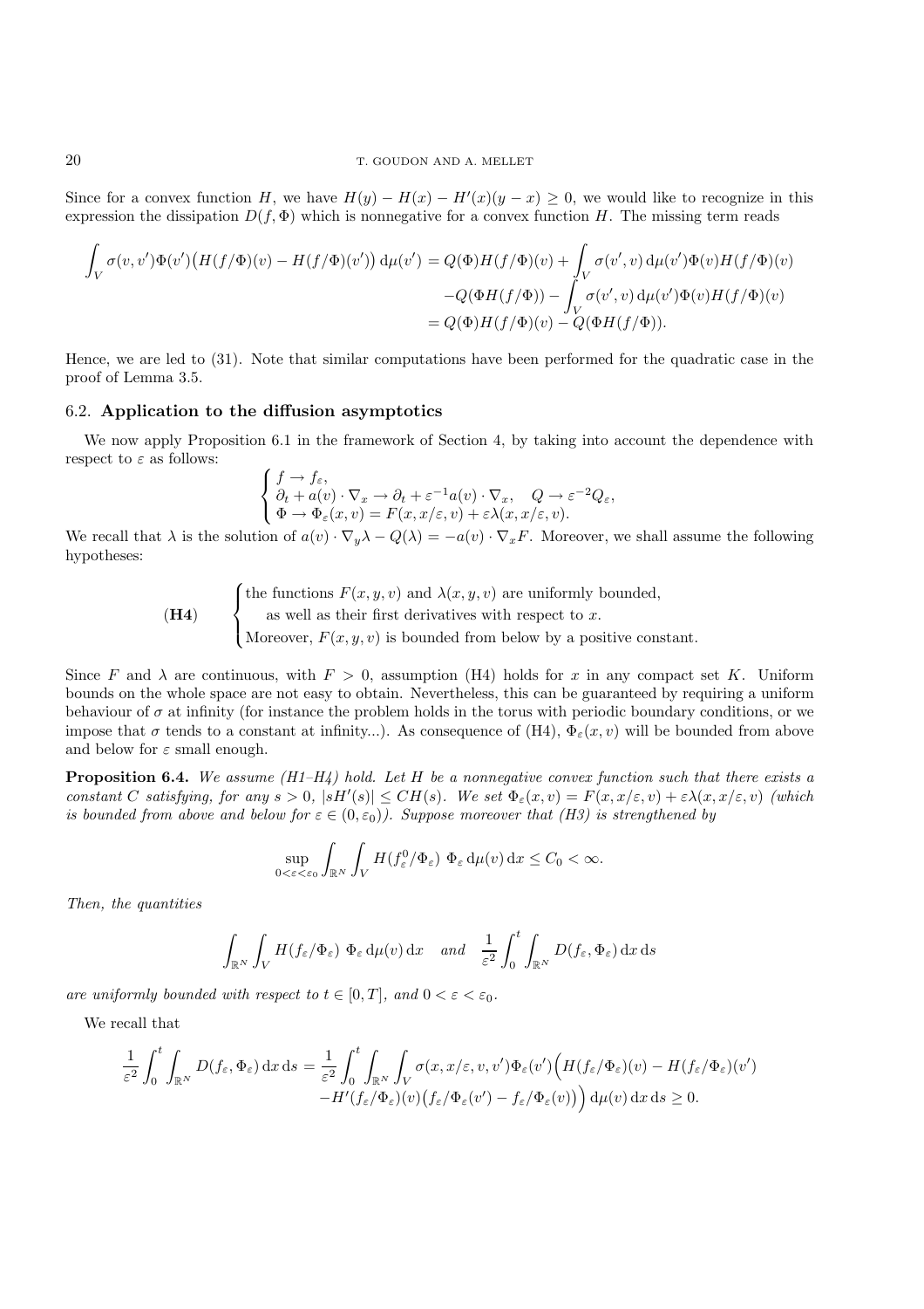Since for a convex function $H$, we have $H(y) - H(x) - H'(x)(y-x) \geq 0$, we would like to recognize in this expression the dissipation $D(f,\Phi)$ which is nonnegative for a convex function $H$. The missing term reads

$$\begin{aligned}
\int_V \sigma(v,v')\Phi(v')\big(H(f/\Phi)(v) - H(f/\Phi)(v')\big)\,\mathrm{d}\mu(v') &= Q(\Phi)H(f/\Phi)(v) + \int_V \sigma(v',v)\,\mathrm{d}\mu(v')\Phi(v)H(f/\Phi)(v) \\
&\quad - Q(\Phi H(f/\Phi)) - \int_V \sigma(v',v)\,\mathrm{d}\mu(v')\Phi(v)H(f/\Phi)(v) \\
&= Q(\Phi)H(f/\Phi)(v) - Q(\Phi H(f/\Phi)).
\end{aligned}$$

Hence, we are led to (31). Note that similar computations have been performed for the quadratic case in the proof of Lemma 3.5.

## 6.2. Application to the diffusion asymptotics

We now apply Proposition 6.1 in the framework of Section 4, by taking into account the dependence with respect to $\varepsilon$ as follows:

$$\begin{cases} f \to f_\varepsilon, \\ \partial_t + a(v)\cdot\nabla_x \to \partial_t + \varepsilon^{-1}a(v)\cdot\nabla_x, \quad Q \to \varepsilon^{-2}Q_\varepsilon, \\ \Phi \to \Phi_\varepsilon(x,v) = F(x,x/\varepsilon,v) + \varepsilon\lambda(x,x/\varepsilon,v). \end{cases}$$

We recall that $\lambda$ is the solution of $a(v)\cdot\nabla_y\lambda - Q(\lambda) = -a(v)\cdot\nabla_x F$. Moreover, we shall assume the following hypotheses:

$$(\mathbf{H4}) \qquad \begin{cases} \text{the functions } F(x,y,v) \text{ and } \lambda(x,y,v) \text{ are uniformly bounded,} \\ \quad \text{as well as their first derivatives with respect to } x. \\ \text{Moreover, } F(x,y,v) \text{ is bounded from below by a positive constant.} \end{cases}$$

Since $F$ and $\lambda$ are continuous, with $F > 0$, assumption (H4) holds for $x$ in any compact set $K$. Uniform bounds on the whole space are not easy to obtain. Nevertheless, this can be guaranteed by requiring a uniform behaviour of $\sigma$ at infinity (for instance the problem holds in the torus with periodic boundary conditions, or we impose that $\sigma$ tends to a constant at infinity...). As consequence of (H4), $\Phi_\varepsilon(x,v)$ will be bounded from above and below for $\varepsilon$ small enough.

**Proposition 6.4.** *We assume (H1–H4) hold. Let $H$ be a nonnegative convex function such that there exists a constant $C$ satisfying, for any $s > 0$, $|sH'(s)| \leq CH(s)$. We set $\Phi_\varepsilon(x,v) = F(x,x/\varepsilon,v) + \varepsilon\lambda(x,x/\varepsilon,v)$ (which is bounded from above and below for $\varepsilon \in (0,\varepsilon_0)$). Suppose moreover that (H3) is strengthened by*

$$\sup_{0<\varepsilon<\varepsilon_0} \int_{\mathbb{R}^N}\int_V H(f_\varepsilon^0/\Phi_\varepsilon)\ \Phi_\varepsilon\,\mathrm{d}\mu(v)\,\mathrm{d}x \leq C_0 < \infty.$$

*Then, the quantities*

$$\int_{\mathbb{R}^N}\int_V H(f_\varepsilon/\Phi_\varepsilon)\ \Phi_\varepsilon\,\mathrm{d}\mu(v)\,\mathrm{d}x \quad \text{and} \quad \frac{1}{\varepsilon^2}\int_0^t\int_{\mathbb{R}^N} D(f_\varepsilon,\Phi_\varepsilon)\,\mathrm{d}x\,\mathrm{d}s$$

*are uniformly bounded with respect to $t \in [0,T]$, and $0 < \varepsilon < \varepsilon_0$.*

We recall that

$$\begin{aligned}
\frac{1}{\varepsilon^2}\int_0^t\int_{\mathbb{R}^N} D(f_\varepsilon,\Phi_\varepsilon)\,\mathrm{d}x\,\mathrm{d}s = \frac{1}{\varepsilon^2}\int_0^t\int_{\mathbb{R}^N}\int_V \sigma(x,x/\varepsilon,v,v')\Phi_\varepsilon(v')\Big(H(f_\varepsilon/\Phi_\varepsilon)(v) - H(f_\varepsilon/\Phi_\varepsilon)(v') \\
- H'(f_\varepsilon/\Phi_\varepsilon)(v)\big(f_\varepsilon/\Phi_\varepsilon(v') - f_\varepsilon/\Phi_\varepsilon(v)\big)\Big)\,\mathrm{d}\mu(v)\,\mathrm{d}x\,\mathrm{d}s \geq 0.
\end{aligned}$$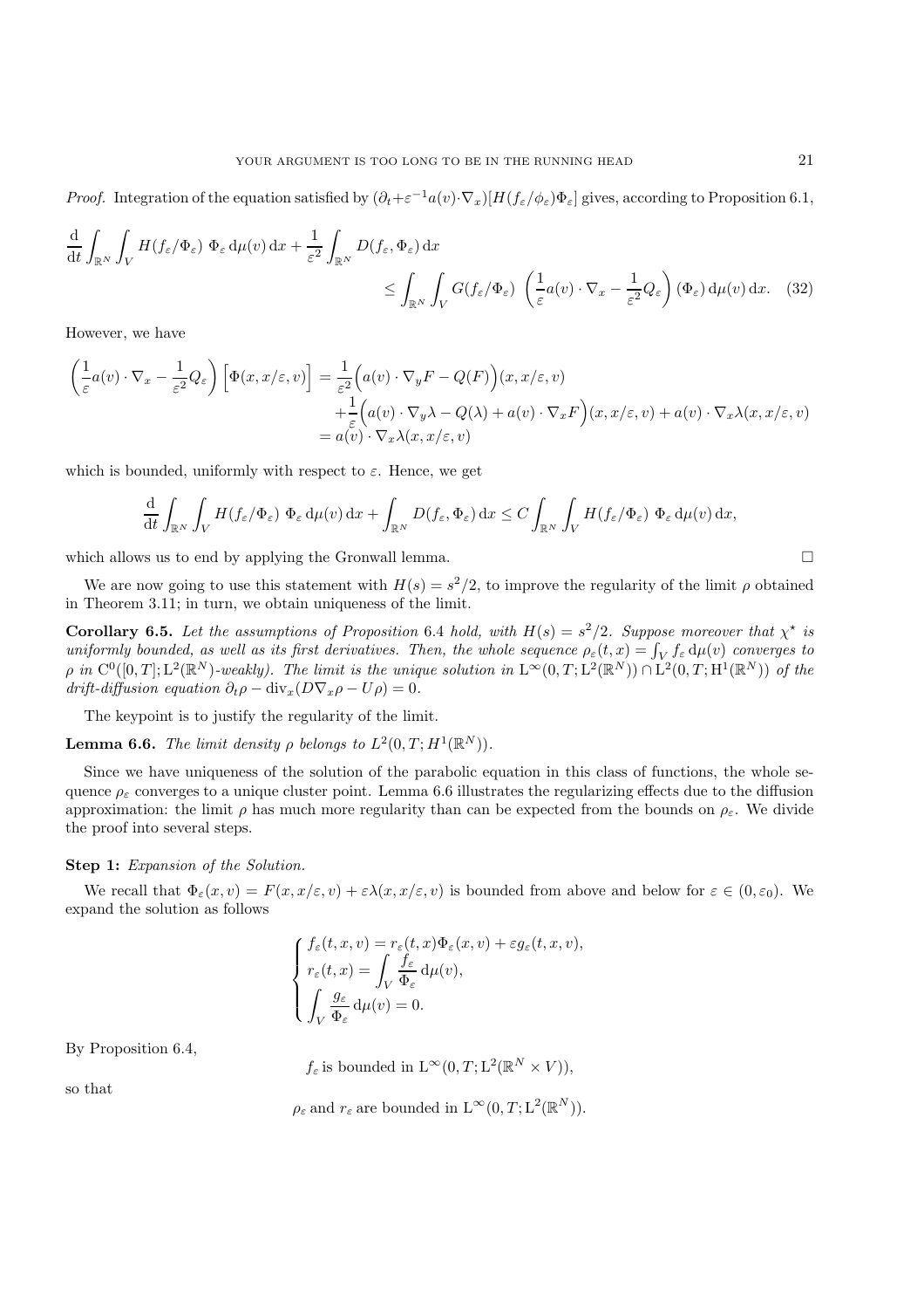*Proof.* Integration of the equation satisfied by $(\partial_t+\varepsilon^{-1}a(v)\cdot\nabla_x)[H(f_\varepsilon/\phi_\varepsilon)\Phi_\varepsilon]$ gives, according to Proposition 6.1,

$$
\frac{\mathrm{d}}{\mathrm{d}t}\int_{\mathbb{R}^N}\int_V H(f_\varepsilon/\Phi_\varepsilon)\ \Phi_\varepsilon \,\mathrm{d}\mu(v)\,\mathrm{d}x + \frac{1}{\varepsilon^2}\int_{\mathbb{R}^N} D(f_\varepsilon,\Phi_\varepsilon)\,\mathrm{d}x \leq \int_{\mathbb{R}^N}\int_V G(f_\varepsilon/\Phi_\varepsilon)\ \left(\frac{1}{\varepsilon}a(v)\cdot\nabla_x - \frac{1}{\varepsilon^2}Q_\varepsilon\right)(\Phi_\varepsilon)\,\mathrm{d}\mu(v)\,\mathrm{d}x. \quad (32)
$$

However, we have

$$
\begin{aligned}
\left(\frac{1}{\varepsilon}a(v)\cdot\nabla_x - \frac{1}{\varepsilon^2}Q_\varepsilon\right)\Big[\Phi(x,x/\varepsilon,v)\Big] &= \frac{1}{\varepsilon^2}\Big(a(v)\cdot\nabla_y F - Q(F)\Big)(x,x/\varepsilon,v)\\
&\quad+\frac{1}{\varepsilon}\Big(a(v)\cdot\nabla_y\lambda - Q(\lambda) + a(v)\cdot\nabla_x F\Big)(x,x/\varepsilon,v) + a(v)\cdot\nabla_x\lambda(x,x/\varepsilon,v)\\
&= a(v)\cdot\nabla_x\lambda(x,x/\varepsilon,v)
\end{aligned}
$$

which is bounded, uniformly with respect to $\varepsilon$. Hence, we get

$$
\frac{\mathrm{d}}{\mathrm{d}t}\int_{\mathbb{R}^N}\int_V H(f_\varepsilon/\Phi_\varepsilon)\ \Phi_\varepsilon\,\mathrm{d}\mu(v)\,\mathrm{d}x + \int_{\mathbb{R}^N} D(f_\varepsilon,\Phi_\varepsilon)\,\mathrm{d}x \leq C\int_{\mathbb{R}^N}\int_V H(f_\varepsilon/\Phi_\varepsilon)\ \Phi_\varepsilon\,\mathrm{d}\mu(v)\,\mathrm{d}x,
$$

which allows us to end by applying the Gronwall lemma. $\square$

We are now going to use this statement with $H(s) = s^2/2$, to improve the regularity of the limit $\rho$ obtained in Theorem 3.11; in turn, we obtain uniqueness of the limit.

**Corollary 6.5.** *Let the assumptions of Proposition 6.4 hold, with $H(s) = s^2/2$. Suppose moreover that $\chi^\star$ is uniformly bounded, as well as its first derivatives. Then, the whole sequence $\rho_\varepsilon(t,x) = \int_V f_\varepsilon\,\mathrm{d}\mu(v)$ converges to $\rho$ in $\mathrm{C}^0([0,T];\mathrm{L}^2(\mathbb{R}^N)$-weakly). The limit is the unique solution in $\mathrm{L}^\infty(0,T;\mathrm{L}^2(\mathbb{R}^N))\cap\mathrm{L}^2(0,T;\mathrm{H}^1(\mathbb{R}^N))$ of the drift-diffusion equation $\partial_t\rho - \mathrm{div}_x(D\nabla_x\rho - U\rho) = 0$.*

The keypoint is to justify the regularity of the limit.

**Lemma 6.6.** *The limit density $\rho$ belongs to $L^2(0,T;H^1(\mathbb{R}^N))$.*

Since we have uniqueness of the solution of the parabolic equation in this class of functions, the whole sequence $\rho_\varepsilon$ converges to a unique cluster point. Lemma 6.6 illustrates the regularizing effects due to the diffusion approximation: the limit $\rho$ has much more regularity than can be expected from the bounds on $\rho_\varepsilon$. We divide the proof into several steps.

**Step 1:** *Expansion of the Solution.*

We recall that $\Phi_\varepsilon(x,v) = F(x,x/\varepsilon,v) + \varepsilon\lambda(x,x/\varepsilon,v)$ is bounded from above and below for $\varepsilon\in(0,\varepsilon_0)$. We expand the solution as follows

$$
\begin{cases}
f_\varepsilon(t,x,v) = r_\varepsilon(t,x)\Phi_\varepsilon(x,v) + \varepsilon g_\varepsilon(t,x,v),\\
r_\varepsilon(t,x) = \displaystyle\int_V \frac{f_\varepsilon}{\Phi_\varepsilon}\,\mathrm{d}\mu(v),\\
\displaystyle\int_V \frac{g_\varepsilon}{\Phi_\varepsilon}\,\mathrm{d}\mu(v) = 0.
\end{cases}
$$

By Proposition 6.4,

$$
f_\varepsilon \text{ is bounded in } \mathrm{L}^\infty(0,T;\mathrm{L}^2(\mathbb{R}^N\times V)),
$$

so that

$$
\rho_\varepsilon \text{ and } r_\varepsilon \text{ are bounded in } \mathrm{L}^\infty(0,T;\mathrm{L}^2(\mathbb{R}^N)).
$$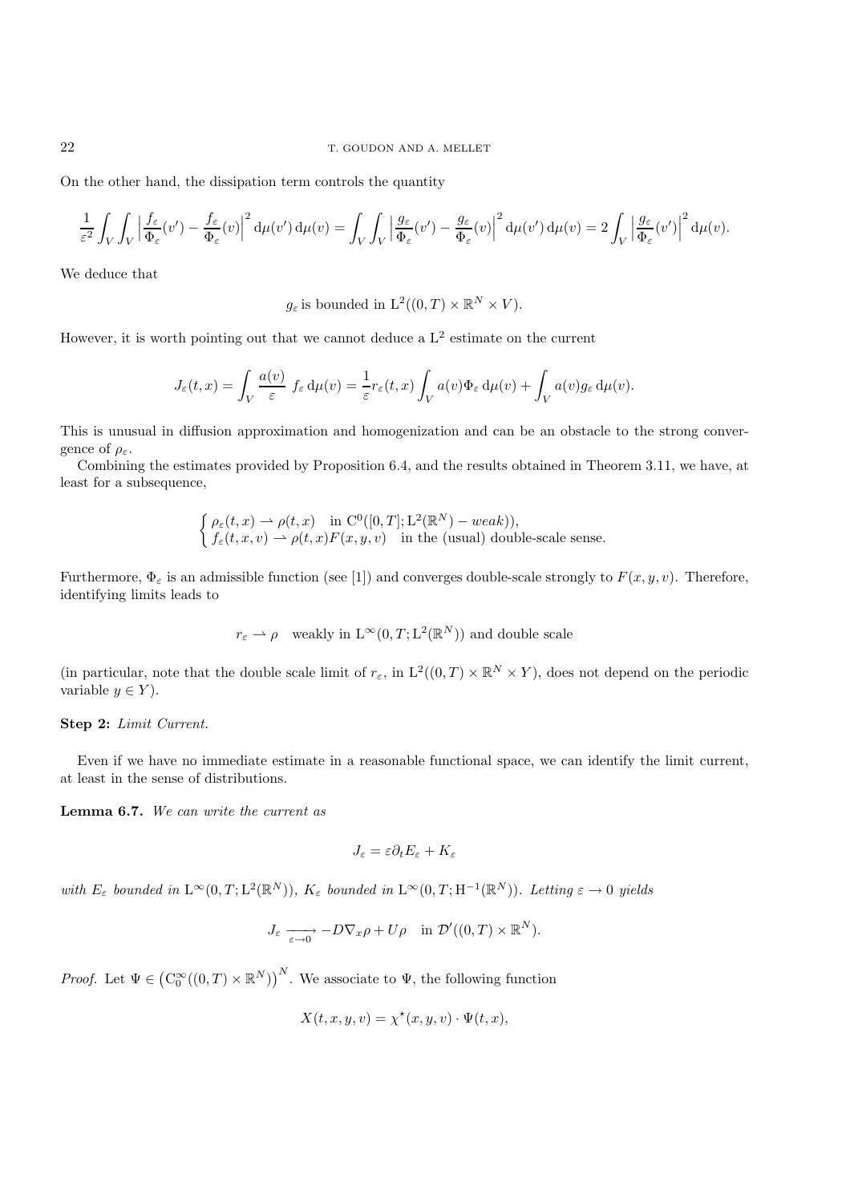On the other hand, the dissipation term controls the quantity

$$\frac{1}{\varepsilon^2}\int_V\int_V \Big|\frac{f_\varepsilon}{\Phi_\varepsilon}(v') - \frac{f_\varepsilon}{\Phi_\varepsilon}(v)\Big|^2 \,\mathrm{d}\mu(v')\,\mathrm{d}\mu(v) = \int_V\int_V \Big|\frac{g_\varepsilon}{\Phi_\varepsilon}(v') - \frac{g_\varepsilon}{\Phi_\varepsilon}(v)\Big|^2 \,\mathrm{d}\mu(v')\,\mathrm{d}\mu(v) = 2\int_V \Big|\frac{g_\varepsilon}{\Phi_\varepsilon}(v')\Big|^2 \mathrm{d}\mu(v).$$

We deduce that

$$g_\varepsilon \text{ is bounded in } \mathrm{L}^2((0,T)\times\mathbb{R}^N\times V).$$

However, it is worth pointing out that we cannot deduce a $\mathrm{L}^2$ estimate on the current

$$J_\varepsilon(t,x) = \int_V \frac{a(v)}{\varepsilon}\; f_\varepsilon \,\mathrm{d}\mu(v) = \frac{1}{\varepsilon} r_\varepsilon(t,x)\int_V a(v)\Phi_\varepsilon \,\mathrm{d}\mu(v) + \int_V a(v) g_\varepsilon \,\mathrm{d}\mu(v).$$

This is unusual in diffusion approximation and homogenization and can be an obstacle to the strong convergence of $\rho_\varepsilon$.

Combining the estimates provided by Proposition 6.4, and the results obtained in Theorem 3.11, we have, at least for a subsequence,

$$\begin{cases} \rho_\varepsilon(t,x) \rightharpoonup \rho(t,x) \quad \text{in } \mathrm{C}^0([0,T];\mathrm{L}^2(\mathbb{R}^N) - weak)), \\ f_\varepsilon(t,x,v) \rightharpoonup \rho(t,x)F(x,y,v) \quad \text{in the (usual) double-scale sense.} \end{cases}$$

Furthermore, $\Phi_\varepsilon$ is an admissible function (see [1]) and converges double-scale strongly to $F(x,y,v)$. Therefore, identifying limits leads to

$$r_\varepsilon \rightharpoonup \rho \quad \text{weakly in } \mathrm{L}^\infty(0,T;\mathrm{L}^2(\mathbb{R}^N)) \text{ and double scale}$$

(in particular, note that the double scale limit of $r_\varepsilon$, in $\mathrm{L}^2((0,T)\times\mathbb{R}^N\times Y)$, does not depend on the periodic variable $y \in Y$).

**Step 2:** *Limit Current.*

Even if we have no immediate estimate in a reasonable functional space, we can identify the limit current, at least in the sense of distributions.

**Lemma 6.7.** *We can write the current as*

$$J_\varepsilon = \varepsilon\partial_t E_\varepsilon + K_\varepsilon$$

*with $E_\varepsilon$ bounded in $\mathrm{L}^\infty(0,T;\mathrm{L}^2(\mathbb{R}^N))$, $K_\varepsilon$ bounded in $\mathrm{L}^\infty(0,T;\mathrm{H}^{-1}(\mathbb{R}^N))$. Letting $\varepsilon \to 0$ yields*

$$J_\varepsilon \xrightarrow[\varepsilon\to 0]{} -D\nabla_x\rho + U\rho \quad \text{in } \mathcal{D}'((0,T)\times\mathbb{R}^N).$$

*Proof.* Let $\Psi \in \big(\mathrm{C}_0^\infty((0,T)\times\mathbb{R}^N)\big)^N$. We associate to $\Psi$, the following function

$$X(t,x,y,v) = \chi^\star(x,y,v)\cdot\Psi(t,x),$$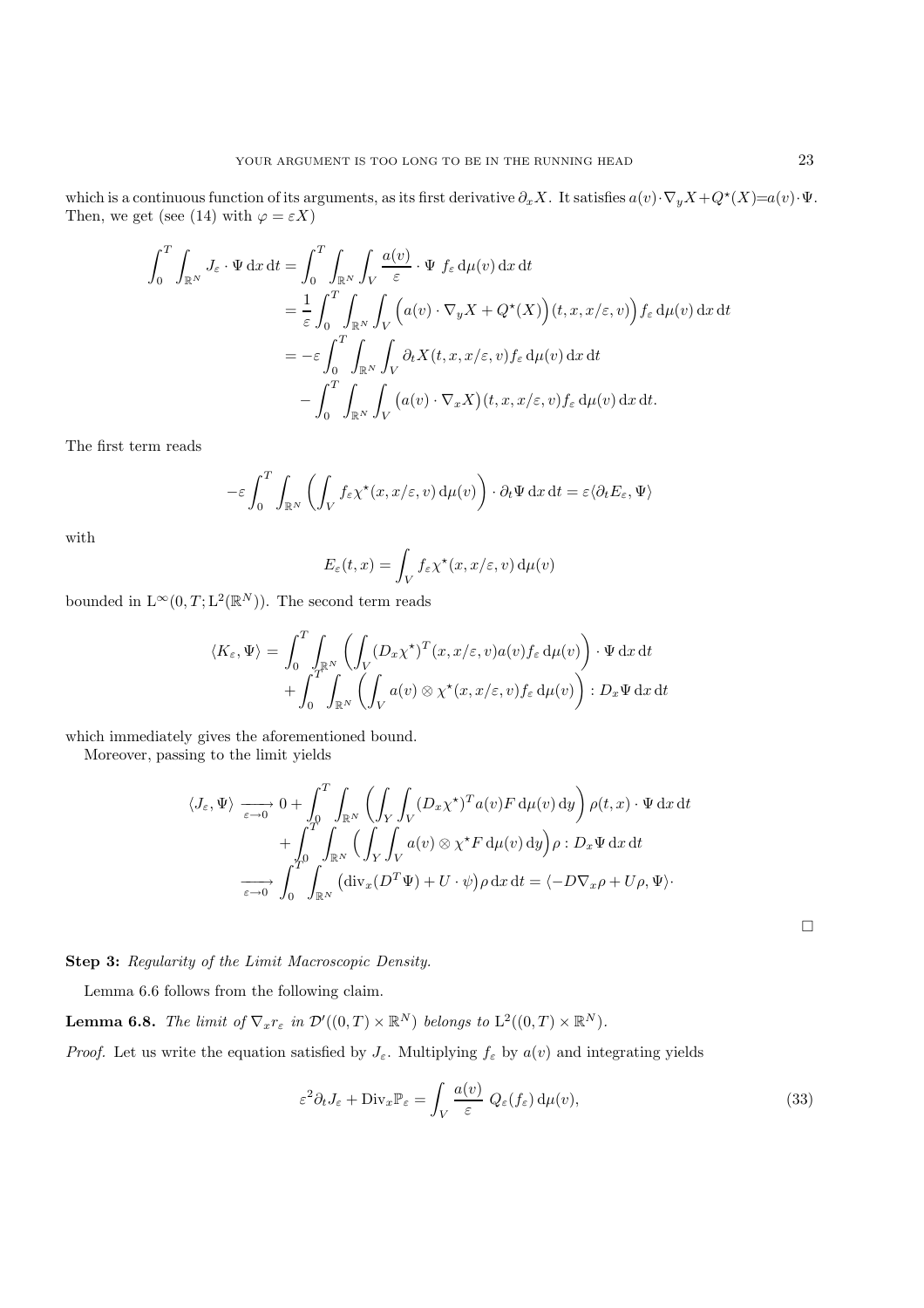which is a continuous function of its arguments, as its first derivative $\partial_x X$. It satisfies $a(v)\cdot\nabla_y X + Q^\star(X) = a(v)\cdot\Psi$. Then, we get (see (14) with $\varphi = \varepsilon X$)

$$
\begin{aligned}
\int_0^T \int_{\mathbb{R}^N} J_\varepsilon \cdot \Psi \,\mathrm{d}x\,\mathrm{d}t &= \int_0^T \int_{\mathbb{R}^N} \int_V \frac{a(v)}{\varepsilon} \cdot \Psi \; f_\varepsilon \,\mathrm{d}\mu(v)\,\mathrm{d}x\,\mathrm{d}t \\
&= \frac{1}{\varepsilon} \int_0^T \int_{\mathbb{R}^N} \int_V \Big( a(v)\cdot\nabla_y X + Q^\star(X)\Big)(t,x,x/\varepsilon,v)\Big) f_\varepsilon \,\mathrm{d}\mu(v)\,\mathrm{d}x\,\mathrm{d}t \\
&= -\varepsilon \int_0^T \int_{\mathbb{R}^N} \int_V \partial_t X(t,x,x/\varepsilon,v) f_\varepsilon \,\mathrm{d}\mu(v)\,\mathrm{d}x\,\mathrm{d}t \\
&\quad - \int_0^T \int_{\mathbb{R}^N} \int_V \big( a(v)\cdot\nabla_x X\big)(t,x,x/\varepsilon,v) f_\varepsilon \,\mathrm{d}\mu(v)\,\mathrm{d}x\,\mathrm{d}t.
\end{aligned}
$$

The first term reads

$$
-\varepsilon \int_0^T \int_{\mathbb{R}^N} \left( \int_V f_\varepsilon \chi^\star(x,x/\varepsilon,v)\,\mathrm{d}\mu(v)\right)\cdot \partial_t \Psi \,\mathrm{d}x\,\mathrm{d}t = \varepsilon\langle \partial_t E_\varepsilon, \Psi\rangle
$$

with

$$
E_\varepsilon(t,x) = \int_V f_\varepsilon \chi^\star(x,x/\varepsilon,v)\,\mathrm{d}\mu(v)
$$

bounded in $\mathrm{L}^\infty(0,T;\mathrm{L}^2(\mathbb{R}^N))$. The second term reads

$$
\begin{aligned}
\langle K_\varepsilon, \Psi\rangle = &\int_0^T \int_{\mathbb{R}^N} \left( \int_V (D_x\chi^\star)^T(x,x/\varepsilon,v) a(v) f_\varepsilon \,\mathrm{d}\mu(v)\right)\cdot \Psi \,\mathrm{d}x\,\mathrm{d}t \\
&+ \int_0^T \int_{\mathbb{R}^N} \left( \int_V a(v)\otimes \chi^\star(x,x/\varepsilon,v) f_\varepsilon \,\mathrm{d}\mu(v)\right) : D_x\Psi \,\mathrm{d}x\,\mathrm{d}t
\end{aligned}
$$

which immediately gives the aforementioned bound.

Moreover, passing to the limit yields

$$
\begin{aligned}
\langle J_\varepsilon, \Psi\rangle \xrightarrow[\varepsilon\to 0]{} 0 &+ \int_0^T \int_{\mathbb{R}^N} \left( \int_Y \int_V (D_x\chi^\star)^T a(v) F \,\mathrm{d}\mu(v)\,\mathrm{d}y\right) \rho(t,x)\cdot \Psi \,\mathrm{d}x\,\mathrm{d}t \\
&+ \int_0^T \int_{\mathbb{R}^N} \Big( \int_Y \int_V a(v)\otimes\chi^\star F \,\mathrm{d}\mu(v)\,\mathrm{d}y\Big) \rho : D_x\Psi \,\mathrm{d}x\,\mathrm{d}t \\
\xrightarrow[\varepsilon\to 0]{} &\int_0^T \int_{\mathbb{R}^N} \big( \mathrm{div}_x(D^T\Psi) + U\cdot\psi\big)\rho \,\mathrm{d}x\,\mathrm{d}t = \langle -D\nabla_x\rho + U\rho, \Psi\rangle\cdot
\end{aligned}
$$

□

**Step 3:** *Regularity of the Limit Macroscopic Density.*

Lemma 6.6 follows from the following claim.

**Lemma 6.8.** *The limit of $\nabla_x r_\varepsilon$ in $\mathcal{D}'((0,T)\times\mathbb{R}^N)$ belongs to $\mathrm{L}^2((0,T)\times\mathbb{R}^N)$.*

*Proof.* Let us write the equation satisfied by $J_\varepsilon$. Multiplying $f_\varepsilon$ by $a(v)$ and integrating yields

$$
\varepsilon^2 \partial_t J_\varepsilon + \mathrm{Div}_x \mathbb{P}_\varepsilon = \int_V \frac{a(v)}{\varepsilon}\; Q_\varepsilon(f_\varepsilon)\,\mathrm{d}\mu(v), \tag{33}
$$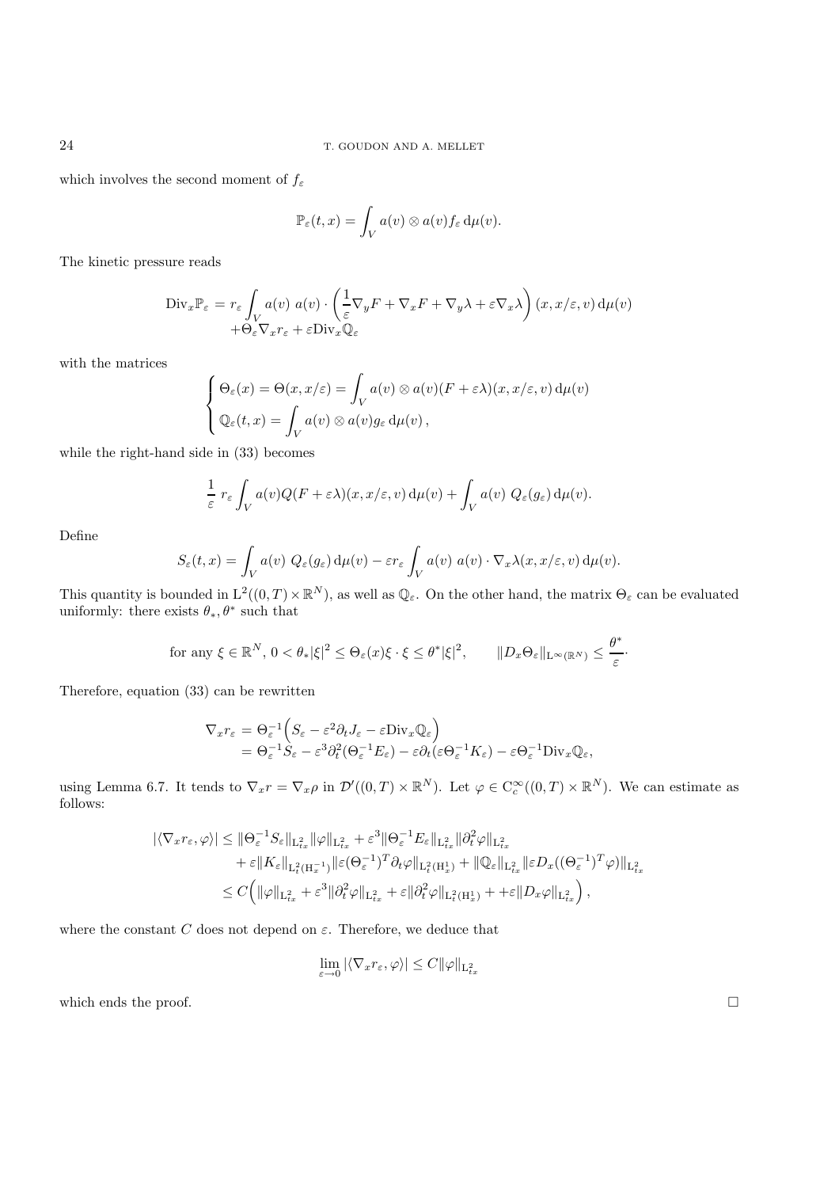which involves the second moment of $f_\varepsilon$

$$\mathbb{P}_\varepsilon(t,x) = \int_V a(v) \otimes a(v) f_\varepsilon \, \mathrm{d}\mu(v).$$

The kinetic pressure reads

$$\begin{aligned}
\mathrm{Div}_x \mathbb{P}_\varepsilon &= r_\varepsilon \int_V a(v)\ a(v) \cdot \left( \frac{1}{\varepsilon} \nabla_y F + \nabla_x F + \nabla_y \lambda + \varepsilon \nabla_x \lambda \right)(x, x/\varepsilon, v) \, \mathrm{d}\mu(v) \\
&\quad + \Theta_\varepsilon \nabla_x r_\varepsilon + \varepsilon \mathrm{Div}_x \mathbb{Q}_\varepsilon
\end{aligned}$$

with the matrices

$$\begin{cases}
\Theta_\varepsilon(x) = \Theta(x, x/\varepsilon) = \displaystyle\int_V a(v) \otimes a(v) (F + \varepsilon \lambda)(x, x/\varepsilon, v) \, \mathrm{d}\mu(v) \\
\mathbb{Q}_\varepsilon(t,x) = \displaystyle\int_V a(v) \otimes a(v) g_\varepsilon \, \mathrm{d}\mu(v),
\end{cases}$$

while the right-hand side in (33) becomes

$$\frac{1}{\varepsilon}\ r_\varepsilon \int_V a(v) Q(F + \varepsilon \lambda)(x, x/\varepsilon, v) \, \mathrm{d}\mu(v) + \int_V a(v)\ Q_\varepsilon(g_\varepsilon) \, \mathrm{d}\mu(v).$$

Define

$$S_\varepsilon(t,x) = \int_V a(v)\ Q_\varepsilon(g_\varepsilon) \, \mathrm{d}\mu(v) - \varepsilon r_\varepsilon \int_V a(v)\ a(v) \cdot \nabla_x \lambda(x, x/\varepsilon, v) \, \mathrm{d}\mu(v).$$

This quantity is bounded in $\mathrm{L}^2((0,T) \times \mathbb{R}^N)$, as well as $\mathbb{Q}_\varepsilon$. On the other hand, the matrix $\Theta_\varepsilon$ can be evaluated uniformly: there exists $\theta_*, \theta^*$ such that

$$\text{for any } \xi \in \mathbb{R}^N,\ 0 < \theta_* |\xi|^2 \le \Theta_\varepsilon(x) \xi \cdot \xi \le \theta^* |\xi|^2, \qquad \|D_x \Theta_\varepsilon\|_{\mathrm{L}^\infty(\mathbb{R}^N)} \le \frac{\theta^*}{\varepsilon}\cdot$$

Therefore, equation (33) can be rewritten

$$\begin{aligned}
\nabla_x r_\varepsilon &= \Theta_\varepsilon^{-1} \Big( S_\varepsilon - \varepsilon^2 \partial_t J_\varepsilon - \varepsilon \mathrm{Div}_x \mathbb{Q}_\varepsilon \Big) \\
&= \Theta_\varepsilon^{-1} S_\varepsilon - \varepsilon^3 \partial_t^2 (\Theta_\varepsilon^{-1} E_\varepsilon) - \varepsilon \partial_t (\varepsilon \Theta_\varepsilon^{-1} K_\varepsilon) - \varepsilon \Theta_\varepsilon^{-1} \mathrm{Div}_x \mathbb{Q}_\varepsilon,
\end{aligned}$$

using Lemma 6.7. It tends to $\nabla_x r = \nabla_x \rho$ in $\mathcal{D}'((0,T) \times \mathbb{R}^N)$. Let $\varphi \in \mathrm{C}_c^\infty((0,T) \times \mathbb{R}^N)$. We can estimate as follows:

$$\begin{aligned}
|\langle \nabla_x r_\varepsilon, \varphi \rangle| &\le \|\Theta_\varepsilon^{-1} S_\varepsilon\|_{\mathrm{L}^2_{tx}} \|\varphi\|_{\mathrm{L}^2_{tx}} + \varepsilon^3 \|\Theta_\varepsilon^{-1} E_\varepsilon\|_{\mathrm{L}^2_{tx}} \|\partial_t^2 \varphi\|_{\mathrm{L}^2_{tx}} \\
&\quad + \varepsilon \|K_\varepsilon\|_{\mathrm{L}^2_t(\mathrm{H}^{-1}_x)} \|\varepsilon (\Theta_\varepsilon^{-1})^T \partial_t \varphi\|_{\mathrm{L}^2_t(\mathrm{H}^1_x)} + \|\mathbb{Q}_\varepsilon\|_{\mathrm{L}^2_{tx}} \|\varepsilon D_x ((\Theta_\varepsilon^{-1})^T \varphi)\|_{\mathrm{L}^2_{tx}} \\
&\le C \Big( \|\varphi\|_{\mathrm{L}^2_{tx}} + \varepsilon^3 \|\partial_t^2 \varphi\|_{\mathrm{L}^2_{tx}} + \varepsilon \|\partial_t^2 \varphi\|_{\mathrm{L}^2_t(\mathrm{H}^1_x)} + + \varepsilon \|D_x \varphi\|_{\mathrm{L}^2_{tx}} \Big),
\end{aligned}$$

where the constant $C$ does not depend on $\varepsilon$. Therefore, we deduce that

$$\varlimsup_{\varepsilon \to 0} |\langle \nabla_x r_\varepsilon, \varphi \rangle| \le C \|\varphi\|_{\mathrm{L}^2_{tx}}$$

which ends the proof. $\square$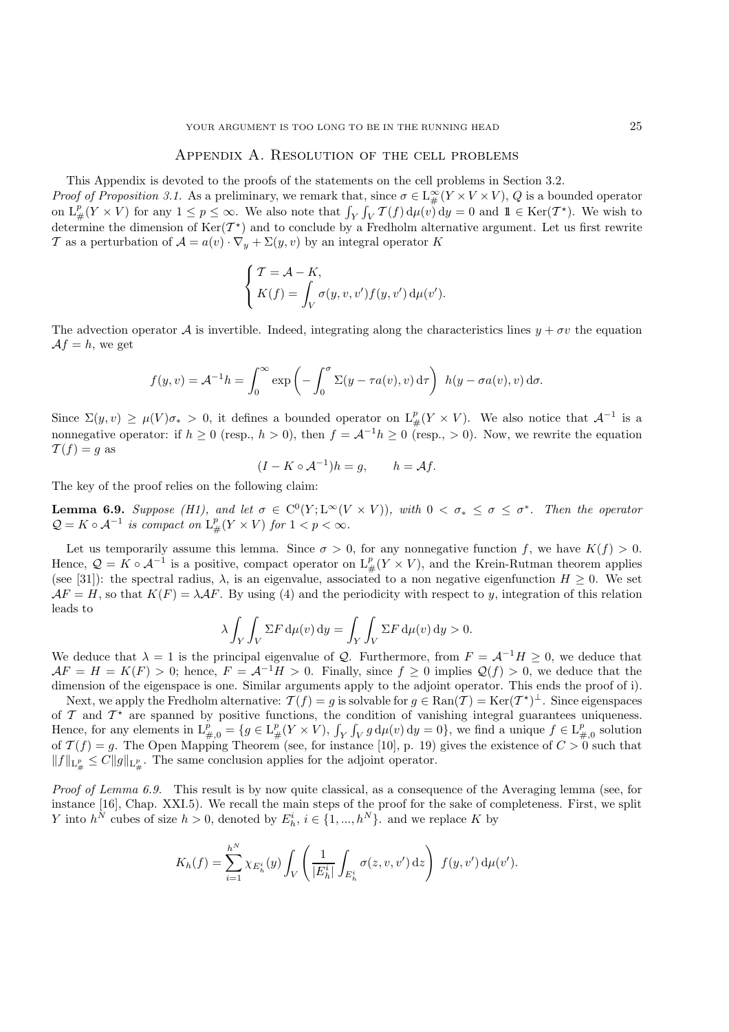## Appendix A. Resolution of the cell problems

This Appendix is devoted to the proofs of the statements on the cell problems in Section 3.2.

*Proof of Proposition 3.1.* As a preliminary, we remark that, since $\sigma \in L^\infty_\#(Y \times V \times V)$, $Q$ is a bounded operator on $L^p_\#(Y \times V)$ for any $1 \le p \le \infty$. We also note that $\int_Y \int_V \mathcal{T}(f)\,d\mu(v)\,dy = 0$ and $\mathbb{1} \in \operatorname{Ker}(\mathcal{T}^\star)$. We wish to determine the dimension of $\operatorname{Ker}(\mathcal{T}^\star)$ and to conclude by a Fredholm alternative argument. Let us first rewrite $\mathcal{T}$ as a perturbation of $\mathcal{A} = a(v) \cdot \nabla_y + \Sigma(y, v)$ by an integral operator $K$

$$\begin{cases} \mathcal{T} = \mathcal{A} - K, \\ K(f) = \displaystyle\int_V \sigma(y, v, v') f(y, v')\,d\mu(v'). \end{cases}$$

The advection operator $\mathcal{A}$ is invertible. Indeed, integrating along the characteristics lines $y + \sigma v$ the equation $\mathcal{A}f = h$, we get

$$f(y, v) = \mathcal{A}^{-1}h = \int_0^\infty \exp\left(-\int_0^\sigma \Sigma(y - \tau a(v), v)\,d\tau\right)\ h(y - \sigma a(v), v)\,d\sigma.$$

Since $\Sigma(y, v) \ge \mu(V)\sigma_* > 0$, it defines a bounded operator on $L^p_\#(Y \times V)$. We also notice that $\mathcal{A}^{-1}$ is a nonnegative operator: if $h \ge 0$ (resp., $h > 0$), then $f = \mathcal{A}^{-1}h \ge 0$ (resp., $> 0$). Now, we rewrite the equation $\mathcal{T}(f) = g$ as

$$(I - K \circ \mathcal{A}^{-1})h = g, \qquad h = \mathcal{A}f.$$

The key of the proof relies on the following claim:

**Lemma 6.9.** *Suppose (H1), and let $\sigma \in C^0(Y; L^\infty(V \times V))$, with $0 < \sigma_* \le \sigma \le \sigma^*$. Then the operator $\mathcal{Q} = K \circ \mathcal{A}^{-1}$ is compact on $L^p_\#(Y \times V)$ for $1 < p < \infty$.*

Let us temporarily assume this lemma. Since $\sigma > 0$, for any nonnegative function $f$, we have $K(f) > 0$. Hence, $\mathcal{Q} = K \circ \mathcal{A}^{-1}$ is a positive, compact operator on $L^p_\#(Y \times V)$, and the Krein-Rutman theorem applies (see [31]): the spectral radius, $\lambda$, is an eigenvalue, associated to a non negative eigenfunction $H \ge 0$. We set $\mathcal{A}F = H$, so that $K(F) = \lambda \mathcal{A}F$. By using (4) and the periodicity with respect to $y$, integration of this relation leads to

$$\lambda \int_Y \int_V \Sigma F\,d\mu(v)\,dy = \int_Y \int_V \Sigma F\,d\mu(v)\,dy > 0.$$

We deduce that $\lambda = 1$ is the principal eigenvalue of $\mathcal{Q}$. Furthermore, from $F = \mathcal{A}^{-1}H \ge 0$, we deduce that $\mathcal{A}F = H = K(F) > 0$; hence, $F = \mathcal{A}^{-1}H > 0$. Finally, since $f \ge 0$ implies $\mathcal{Q}(f) > 0$, we deduce that the dimension of the eigenspace is one. Similar arguments apply to the adjoint operator. This ends the proof of i).

Next, we apply the Fredholm alternative: $\mathcal{T}(f) = g$ is solvable for $g \in \operatorname{Ran}(\mathcal{T}) = \operatorname{Ker}(\mathcal{T}^\star)^\perp$. Since eigenspaces of $\mathcal{T}$ and $\mathcal{T}^\star$ are spanned by positive functions, the condition of vanishing integral guarantees uniqueness. Hence, for any elements in $L^p_{\#,0} = \{g \in L^p_\#(Y \times V),\ \int_Y \int_V g\,d\mu(v)\,dy = 0\}$, we find a unique $f \in L^p_{\#,0}$ solution of $\mathcal{T}(f) = g$. The Open Mapping Theorem (see, for instance [10], p. 19) gives the existence of $C > 0$ such that $\|f\|_{L^p_\#} \le C\|g\|_{L^p_\#}$. The same conclusion applies for the adjoint operator.

*Proof of Lemma 6.9.* This result is by now quite classical, as a consequence of the Averaging lemma (see, for instance [16], Chap. XXI.5). We recall the main steps of the proof for the sake of completeness. First, we split $Y$ into $h^N$ cubes of size $h > 0$, denoted by $E^i_h$, $i \in \{1, ..., h^N\}$. and we replace $K$ by

$$K_h(f) = \sum_{i=1}^{h^N} \chi_{E^i_h}(y) \int_V \left(\frac{1}{|E^i_h|}\int_{E^i_h} \sigma(z, v, v')\,dz\right)\ f(y, v')\,d\mu(v').$$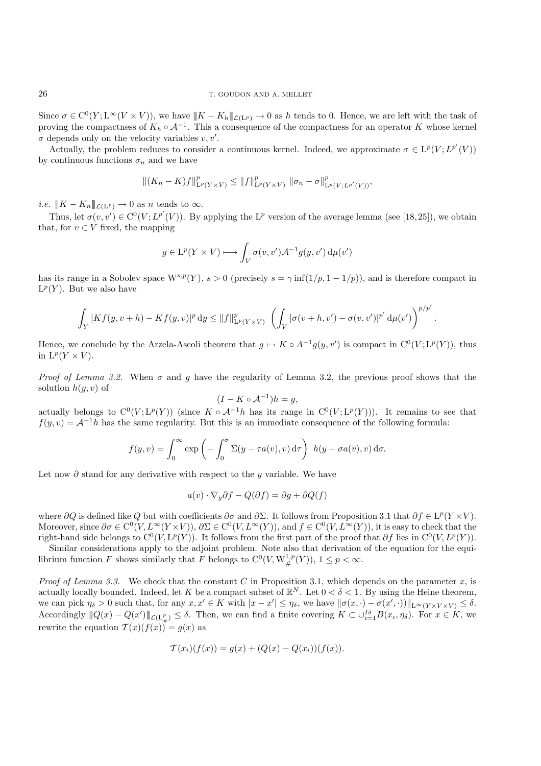Since $\sigma \in \mathrm{C}^0(Y; \mathrm{L}^\infty(V \times V))$, we have $\|K - K_h\|_{\mathcal{L}(\mathrm{L}^p)} \to 0$ as $h$ tends to 0. Hence, we are left with the task of proving the compactness of $K_h \circ \mathcal{A}^{-1}$. This a consequence of the compactness for an operator $K$ whose kernel $\sigma$ depends only on the velocity variables $v, v'$.

Actually, the problem reduces to consider a continuous kernel. Indeed, we approximate $\sigma \in \mathrm{L}^p(V; L^{p'}(V))$ by continuous functions $\sigma_n$ and we have

$$\|(K_n - K)f\|^p_{\mathrm{L}^p(Y\times V)} \leq \|f\|^p_{\mathrm{L}^p(Y\times V)} \ \|\sigma_n - \sigma\|^p_{\mathrm{L}^p(V;L^{p'}(V))},$$

*i.e.* $\|K - K_n\|_{\mathcal{L}(\mathrm{L}^p)} \to 0$ as $n$ tends to $\infty$.

Thus, let $\sigma(v, v') \in \mathrm{C}^0(V; L^{p'}(V))$. By applying the $\mathrm{L}^p$ version of the average lemma (see [18,25]), we obtain that, for $v \in V$ fixed, the mapping

$$g \in \mathrm{L}^p(Y \times V) \longmapsto \int_V \sigma(v, v')\mathcal{A}^{-1}g(y, v')\,\mathrm{d}\mu(v')$$

has its range in a Sobolev space $\mathrm{W}^{s,p}(Y)$, $s > 0$ (precisely $s = \gamma \inf(1/p, 1 - 1/p)$), and is therefore compact in $\mathrm{L}^p(Y)$. But we also have

$$\int_Y |Kf(y, v + h) - Kf(y, v)|^p\,\mathrm{d}y \leq \|f\|^p_{\mathrm{L}^p(Y\times V)} \ \left(\int_V |\sigma(v + h, v') - \sigma(v, v')|^{p'}\,\mathrm{d}\mu(v')\right)^{p/p'}.$$

Hence, we conclude by the Arzela-Ascoli theorem that $g \mapsto K \circ A^{-1}g(y, v')$ is compact in $\mathrm{C}^0(V; \mathrm{L}^p(Y))$, thus in $\mathrm{L}^p(Y \times V)$.

*Proof of Lemma 3.2.* When $\sigma$ and $g$ have the regularity of Lemma 3.2, the previous proof shows that the solution $h(y, v)$ of

$$(I - K \circ \mathcal{A}^{-1})h = g,$$

actually belongs to $\mathrm{C}^0(V; \mathrm{L}^p(Y))$ (since $K \circ \mathcal{A}^{-1}h$ has its range in $\mathrm{C}^0(V; \mathrm{L}^p(Y))$). It remains to see that $f(y, v) = \mathcal{A}^{-1}h$ has the same regularity. But this is an immediate consequence of the following formula:

$$f(y, v) = \int_0^\infty \exp\left(-\int_0^\sigma \Sigma(y - \tau a(v), v)\,\mathrm{d}\tau\right)\ h(y - \sigma a(v), v)\,\mathrm{d}\sigma.$$

Let now $\partial$ stand for any derivative with respect to the $y$ variable. We have

$$a(v) \cdot \nabla_y \partial f - Q(\partial f) = \partial g + \partial Q(f)$$

where $\partial Q$ is defined like $Q$ but with coefficients $\partial\sigma$ and $\partial\Sigma$. It follows from Proposition 3.1 that $\partial f \in \mathrm{L}^p(Y \times V)$. Moreover, since $\partial\sigma \in \mathrm{C}^0(V, L^\infty(Y \times V))$, $\partial\Sigma \in \mathrm{C}^0(V, L^\infty(Y))$, and $f \in \mathrm{C}^0(V, L^\infty(Y))$, it is easy to check that the right-hand side belongs to $\mathrm{C}^0(V, \mathrm{L}^p(Y))$. It follows from the first part of the proof that $\partial f$ lies in $\mathrm{C}^0(V, L^p(Y))$.

Similar considerations apply to the adjoint problem. Note also that derivation of the equation for the equilibrium function $F$ shows similarly that $F$ belongs to $\mathrm{C}^0(V, \mathrm{W}^{1,p}_{\#}(Y))$, $1 \leq p < \infty$.

*Proof of Lemma 3.3.* We check that the constant $C$ in Proposition 3.1, which depends on the parameter $x$, is actually locally bounded. Indeed, let $K$ be a compact subset of $\mathbb{R}^N$. Let $0 < \delta < 1$. By using the Heine theorem, we can pick $\eta_\delta > 0$ such that, for any $x, x' \in K$ with $|x - x'| \leq \eta_\delta$, we have $\|\sigma(x, \cdot) - \sigma(x', \cdot)\|_{\mathrm{L}^\infty(Y\times V\times V)} \leq \delta$. Accordingly $\|Q(x) - Q(x')\|_{\mathcal{L}(\mathrm{L}^p_{\#})} \leq \delta$. Then, we can find a finite covering $K \subset \cup_{i=1}^{I\delta} B(x_i, \eta_\delta)$. For $x \in K$, we rewrite the equation $\mathcal{T}(x)(f(x)) = g(x)$ as

$$\mathcal{T}(x_i)(f(x)) = g(x) + (Q(x) - Q(x_i))(f(x)).$$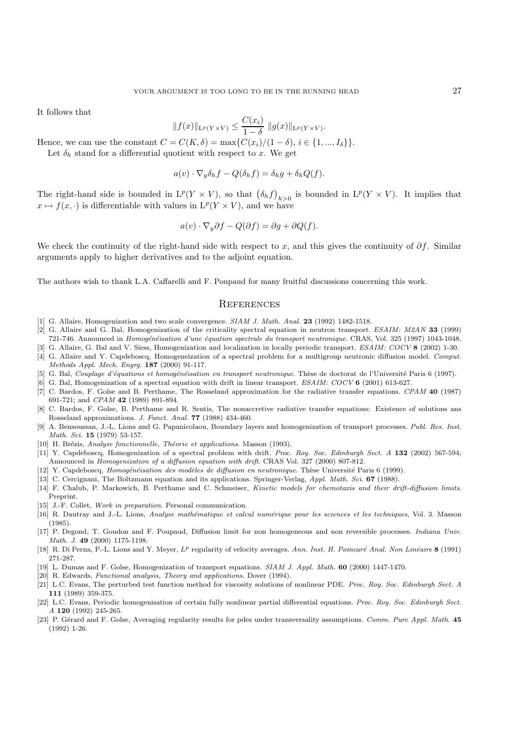It follows that

$$\|f(x)\|_{\mathrm{L}^p(Y\times V)} \leq \frac{C(x_i)}{1-\delta}\ \|g(x)\|_{\mathrm{L}^p(Y\times V)}.$$

Hence, we can use the constant $C = C(K,\delta) = \max\{C(x_i)/(1-\delta),\ i \in \{1,...,I_\delta\}\}$.

Let $\delta_h$ stand for a differential quotient with respect to $x$. We get

$$a(v)\cdot\nabla_y \delta_h f - Q(\delta_h f) = \delta_h g + \delta_h Q(f).$$

The right-hand side is bounded in $\mathrm{L}^p(Y\times V)$, so that $\left(\delta_h f\right)_{h>0}$ is bounded in $\mathrm{L}^p(Y\times V)$. It implies that $x \mapsto f(x,\cdot)$ is differentiable with values in $\mathrm{L}^p(Y\times V)$, and we have

$$a(v)\cdot\nabla_y \partial f - Q(\partial f) = \partial g + \partial Q(f).$$

We check the continuity of the right-hand side with respect to $x$, and this gives the continuity of $\partial f$. Similar arguments apply to higher derivatives and to the adjoint equation.

The authors wish to thank L.A. Caffarelli and F. Poupaud for many fruitful discussions concerning this work.

## References

[1] G. Allaire, Homogenization and two scale convergence. *SIAM J. Math. Anal.* **23** (1992) 1482-1518.

[2] G. Allaire and G. Bal, Homogenization of the criticality spectral equation in neutron transport. *ESAIM: M2AN* **33** (1999) 721-746. Announced in *Homogénéisation d'une équation spectrale du transport neutronique*. CRAS, Vol. 325 (1997) 1043-1048.

[3] G. Allaire, G. Bal and V. Siess, Homogenization and localization in locally periodic transport. *ESAIM: COCV* **8** (2002) 1-30.

[4] G. Allaire and Y. Capdeboscq, Homogeneization of a spectral problem for a multigroup neutronic diffusion model. *Comput. Methods Appl. Mech. Engrg.* **187** (2000) 91-117.

[5] G. Bal, *Couplage d'équations et homogénéisation en transport neutronique*. Thèse de doctorat de l'Université Paris 6 (1997).

[6] G. Bal, Homogenization of a spectral equation with drift in linear transport. *ESAIM: COCV* **6** (2001) 613-627.

[7] C. Bardos, F. Golse and B. Perthame, The Rosseland approximation for the radiative transfer equations. *CPAM* **40** (1987) 691-721; and *CPAM* **42** (1989) 891-894.

[8] C. Bardos, F. Golse, B. Perthame and R. Sentis, The nonaccretive radiative transfer equations: Existence of solutions ans Rosseland approximations. *J. Funct. Anal.* **77** (1988) 434-460.

[9] A. Bensoussan, J.-L. Lions and G. Papanicolaou, Boundary layers and homogenization of transport processes. *Publ. Res. Inst. Math. Sci.* **15** (1979) 53-157.

[10] H. Brézis, *Analyse fonctionnelle, Théorie et applications.* Masson (1993).

[11] Y. Capdeboscq, Homogenization of a spectral problem with drift. *Proc. Roy. Soc. Edinburgh Sect. A* **132** (2002) 567-594; Announced in *Homogenization of a diffusion equation with drift.* CRAS Vol. 327 (2000) 807-812.

[12] Y. Capdeboscq, *Homogénéisation des modèles de diffusion en neutronique*. Thèse Université Paris 6 (1999).

[13] C. Cercignani, The Boltzmann equation and its applications. Springer-Verlag, *Appl. Math. Sci.* **67** (1988).

[14] F. Chalub, P. Markowich, B. Perthame and C. Schmeiser, *Kinetic models for chemotaxis and their drift-diffusion limits*. Preprint.

[15] J.-F. Collet, *Work in preparation*. Personal communication.

[16] R. Dautray and J.-L. Lions, *Analyse mathématique et calcul numérique pour les sciences et les techniques*, Vol. 3. Masson (1985).

[17] P. Degond, T. Goudon and F. Poupaud, Diffusion limit for non homogeneous and non reversible processes. *Indiana Univ. Math. J.* **49** (2000) 1175-1198.

[18] R. Di Perna, P.-L. Lions and Y. Meyer, $L^p$ regularity of velocity averages. *Ann. Inst. H. Poincaré Anal. Non Linéaire* **8** (1991) 271-287.

[19] L. Dumas and F. Golse, Homogenization of transport equations. *SIAM J. Appl. Math.* **60** (2000) 1447-1470.

[20] R. Edwards, *Functional analysis, Theory and applications.* Dover (1994).

[21] L.C. Evans, The perturbed test function method for viscosity solutions of nonlinear PDE. *Proc. Roy. Soc. Edinburgh Sect. A* **111** (1989) 359-375.

[22] L.C. Evans, Periodic homogenisation of certain fully nonlinear partial differential equations. *Proc. Roy. Soc. Edinburgh Sect. A* **120** (1992) 245-265.

[23] P. Gérard and F. Golse, Averaging regularity results for pdes under transversality assumptions. *Comm. Pure Appl. Math.* **45** (1992) 1-26.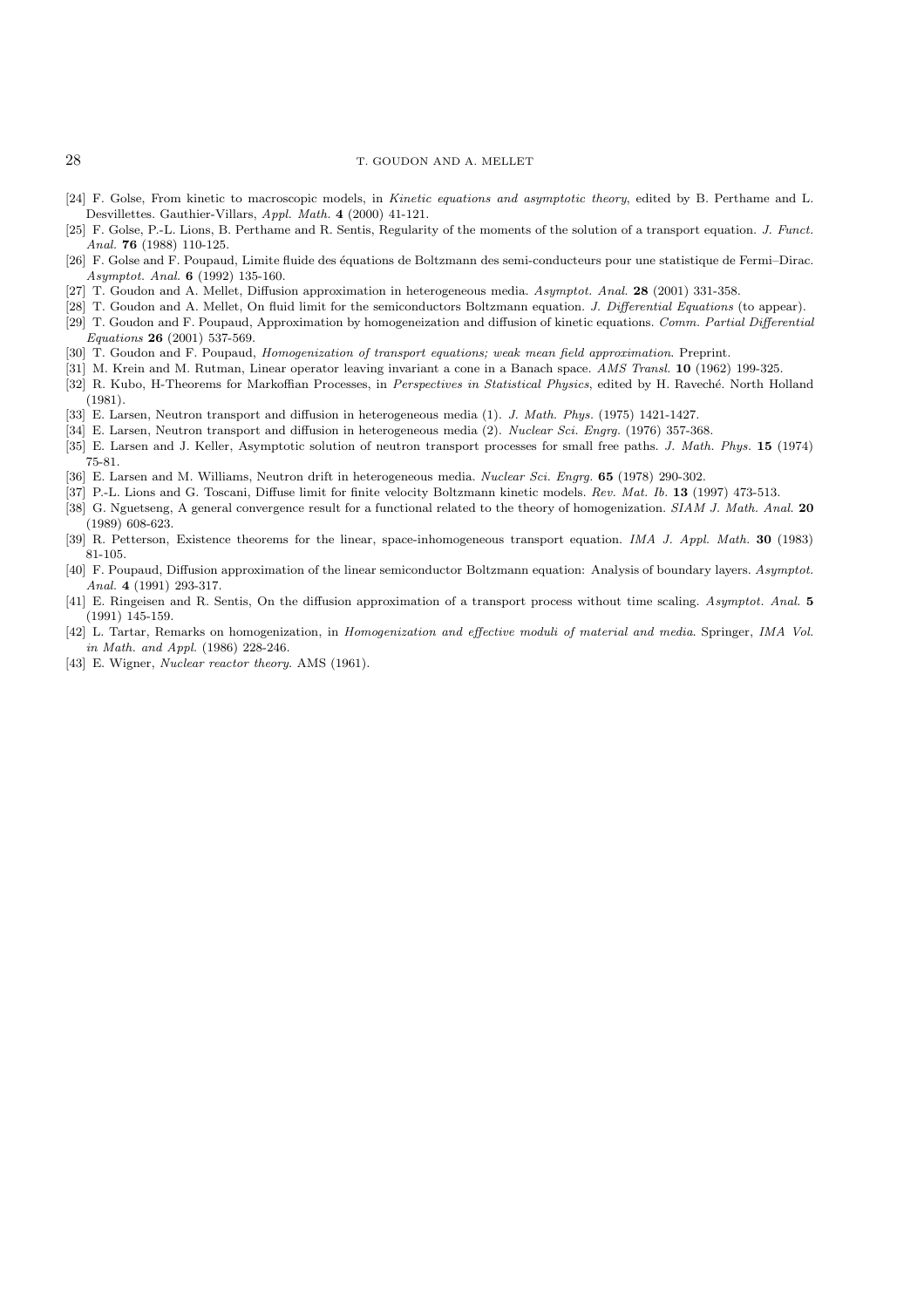[24] F. Golse, From kinetic to macroscopic models, in *Kinetic equations and asymptotic theory*, edited by B. Perthame and L. Desvillettes. Gauthier-Villars, *Appl. Math.* **4** (2000) 41-121.

[25] F. Golse, P.-L. Lions, B. Perthame and R. Sentis, Regularity of the moments of the solution of a transport equation. *J. Funct. Anal.* **76** (1988) 110-125.

[26] F. Golse and F. Poupaud, Limite fluide des équations de Boltzmann des semi-conducteurs pour une statistique de Fermi–Dirac. *Asymptot. Anal.* **6** (1992) 135-160.

[27] T. Goudon and A. Mellet, Diffusion approximation in heterogeneous media. *Asymptot. Anal.* **28** (2001) 331-358.

[28] T. Goudon and A. Mellet, On fluid limit for the semiconductors Boltzmann equation. *J. Differential Equations* (to appear).

[29] T. Goudon and F. Poupaud, Approximation by homogeneization and diffusion of kinetic equations. *Comm. Partial Differential Equations* **26** (2001) 537-569.

[30] T. Goudon and F. Poupaud, *Homogenization of transport equations; weak mean field approximation*. Preprint.

[31] M. Krein and M. Rutman, Linear operator leaving invariant a cone in a Banach space. *AMS Transl.* **10** (1962) 199-325.

[32] R. Kubo, H-Theorems for Markoffian Processes, in *Perspectives in Statistical Physics*, edited by H. Raveché. North Holland (1981).

[33] E. Larsen, Neutron transport and diffusion in heterogeneous media (1). *J. Math. Phys.* (1975) 1421-1427.

[34] E. Larsen, Neutron transport and diffusion in heterogeneous media (2). *Nuclear Sci. Engrg.* (1976) 357-368.

[35] E. Larsen and J. Keller, Asymptotic solution of neutron transport processes for small free paths. *J. Math. Phys.* **15** (1974) 75-81.

[36] E. Larsen and M. Williams, Neutron drift in heterogeneous media. *Nuclear Sci. Engrg.* **65** (1978) 290-302.

[37] P.-L. Lions and G. Toscani, Diffuse limit for finite velocity Boltzmann kinetic models. *Rev. Mat. Ib.* **13** (1997) 473-513.

[38] G. Nguetseng, A general convergence result for a functional related to the theory of homogenization. *SIAM J. Math. Anal.* **20** (1989) 608-623.

[39] R. Petterson, Existence theorems for the linear, space-inhomogeneous transport equation. *IMA J. Appl. Math.* **30** (1983) 81-105.

[40] F. Poupaud, Diffusion approximation of the linear semiconductor Boltzmann equation: Analysis of boundary layers. *Asymptot. Anal.* **4** (1991) 293-317.

[41] E. Ringeisen and R. Sentis, On the diffusion approximation of a transport process without time scaling. *Asymptot. Anal.* **5** (1991) 145-159.

[42] L. Tartar, Remarks on homogenization, in *Homogenization and effective moduli of material and media*. Springer, *IMA Vol. in Math. and Appl.* (1986) 228-246.

[43] E. Wigner, *Nuclear reactor theory*. AMS (1961).